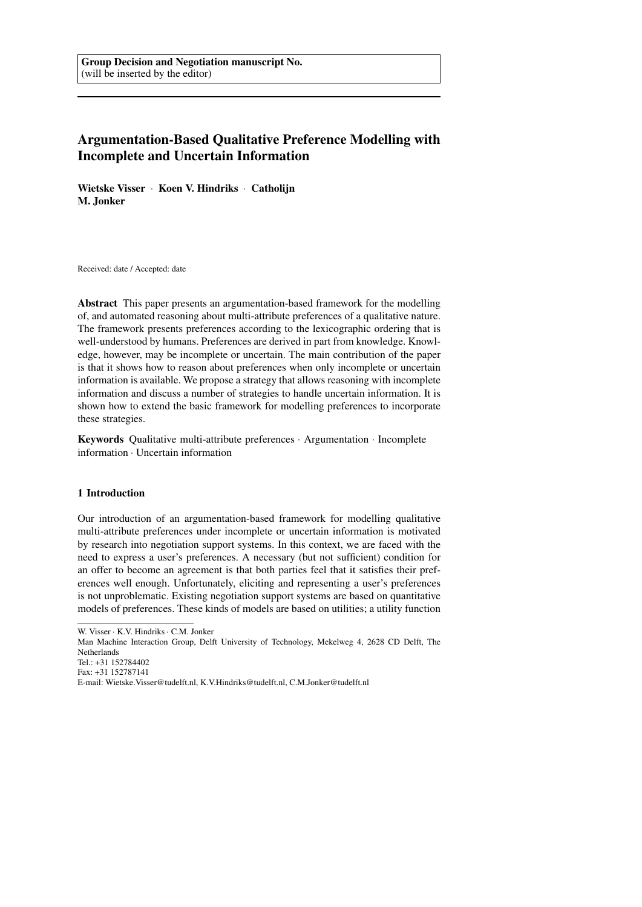**Group Decision and Negotiation manuscript No.**
(will be inserted by the editor)

# Argumentation-Based Qualitative Preference Modelling with Incomplete and Uncertain Information

**Wietske Visser** · **Koen V. Hindriks** · **Catholijn M. Jonker**

Received: date / Accepted: date

**Abstract** This paper presents an argumentation-based framework for the modelling of, and automated reasoning about multi-attribute preferences of a qualitative nature. The framework presents preferences according to the lexicographic ordering that is well-understood by humans. Preferences are derived in part from knowledge. Knowledge, however, may be incomplete or uncertain. The main contribution of the paper is that it shows how to reason about preferences when only incomplete or uncertain information is available. We propose a strategy that allows reasoning with incomplete information and discuss a number of strategies to handle uncertain information. It is shown how to extend the basic framework for modelling preferences to incorporate these strategies.

**Keywords** Qualitative multi-attribute preferences · Argumentation · Incomplete information · Uncertain information

## 1 Introduction

Our introduction of an argumentation-based framework for modelling qualitative multi-attribute preferences under incomplete or uncertain information is motivated by research into negotiation support systems. In this context, we are faced with the need to express a user's preferences. A necessary (but not sufficient) condition for an offer to become an agreement is that both parties feel that it satisfies their preferences well enough. Unfortunately, eliciting and representing a user's preferences is not unproblematic. Existing negotiation support systems are based on quantitative models of preferences. These kinds of models are based on utilities; a utility function

---

W. Visser · K.V. Hindriks · C.M. Jonker
Man Machine Interaction Group, Delft University of Technology, Mekelweg 4, 2628 CD Delft, The Netherlands
Tel.: +31 152784402
Fax: +31 152787141
E-mail: Wietske.Visser@tudelft.nl, K.V.Hindriks@tudelft.nl, C.M.Jonker@tudelft.nl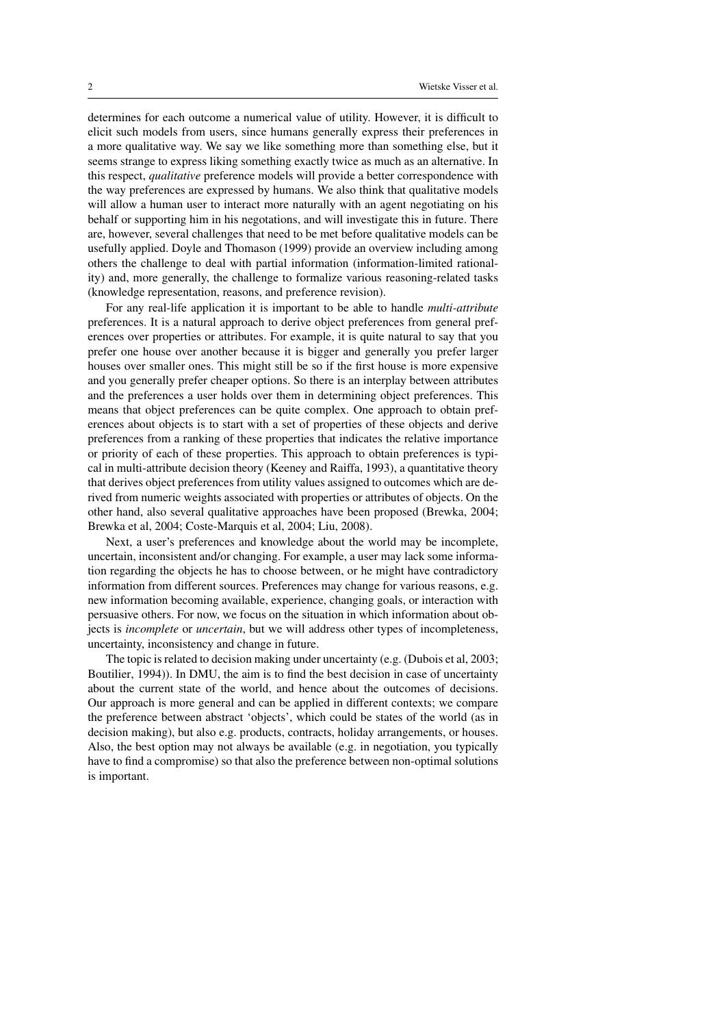determines for each outcome a numerical value of utility. However, it is difficult to elicit such models from users, since humans generally express their preferences in a more qualitative way. We say we like something more than something else, but it seems strange to express liking something exactly twice as much as an alternative. In this respect, *qualitative* preference models will provide a better correspondence with the way preferences are expressed by humans. We also think that qualitative models will allow a human user to interact more naturally with an agent negotiating on his behalf or supporting him in his negotations, and will investigate this in future. There are, however, several challenges that need to be met before qualitative models can be usefully applied. Doyle and Thomason (1999) provide an overview including among others the challenge to deal with partial information (information-limited rationality) and, more generally, the challenge to formalize various reasoning-related tasks (knowledge representation, reasons, and preference revision).

For any real-life application it is important to be able to handle *multi-attribute* preferences. It is a natural approach to derive object preferences from general preferences over properties or attributes. For example, it is quite natural to say that you prefer one house over another because it is bigger and generally you prefer larger houses over smaller ones. This might still be so if the first house is more expensive and you generally prefer cheaper options. So there is an interplay between attributes and the preferences a user holds over them in determining object preferences. This means that object preferences can be quite complex. One approach to obtain preferences about objects is to start with a set of properties of these objects and derive preferences from a ranking of these properties that indicates the relative importance or priority of each of these properties. This approach to obtain preferences is typical in multi-attribute decision theory (Keeney and Raiffa, 1993), a quantitative theory that derives object preferences from utility values assigned to outcomes which are derived from numeric weights associated with properties or attributes of objects. On the other hand, also several qualitative approaches have been proposed (Brewka, 2004; Brewka et al, 2004; Coste-Marquis et al, 2004; Liu, 2008).

Next, a user's preferences and knowledge about the world may be incomplete, uncertain, inconsistent and/or changing. For example, a user may lack some information regarding the objects he has to choose between, or he might have contradictory information from different sources. Preferences may change for various reasons, e.g. new information becoming available, experience, changing goals, or interaction with persuasive others. For now, we focus on the situation in which information about objects is *incomplete* or *uncertain*, but we will address other types of incompleteness, uncertainty, inconsistency and change in future.

The topic is related to decision making under uncertainty (e.g. (Dubois et al, 2003; Boutilier, 1994)). In DMU, the aim is to find the best decision in case of uncertainty about the current state of the world, and hence about the outcomes of decisions. Our approach is more general and can be applied in different contexts; we compare the preference between abstract 'objects', which could be states of the world (as in decision making), but also e.g. products, contracts, holiday arrangements, or houses. Also, the best option may not always be available (e.g. in negotiation, you typically have to find a compromise) so that also the preference between non-optimal solutions is important.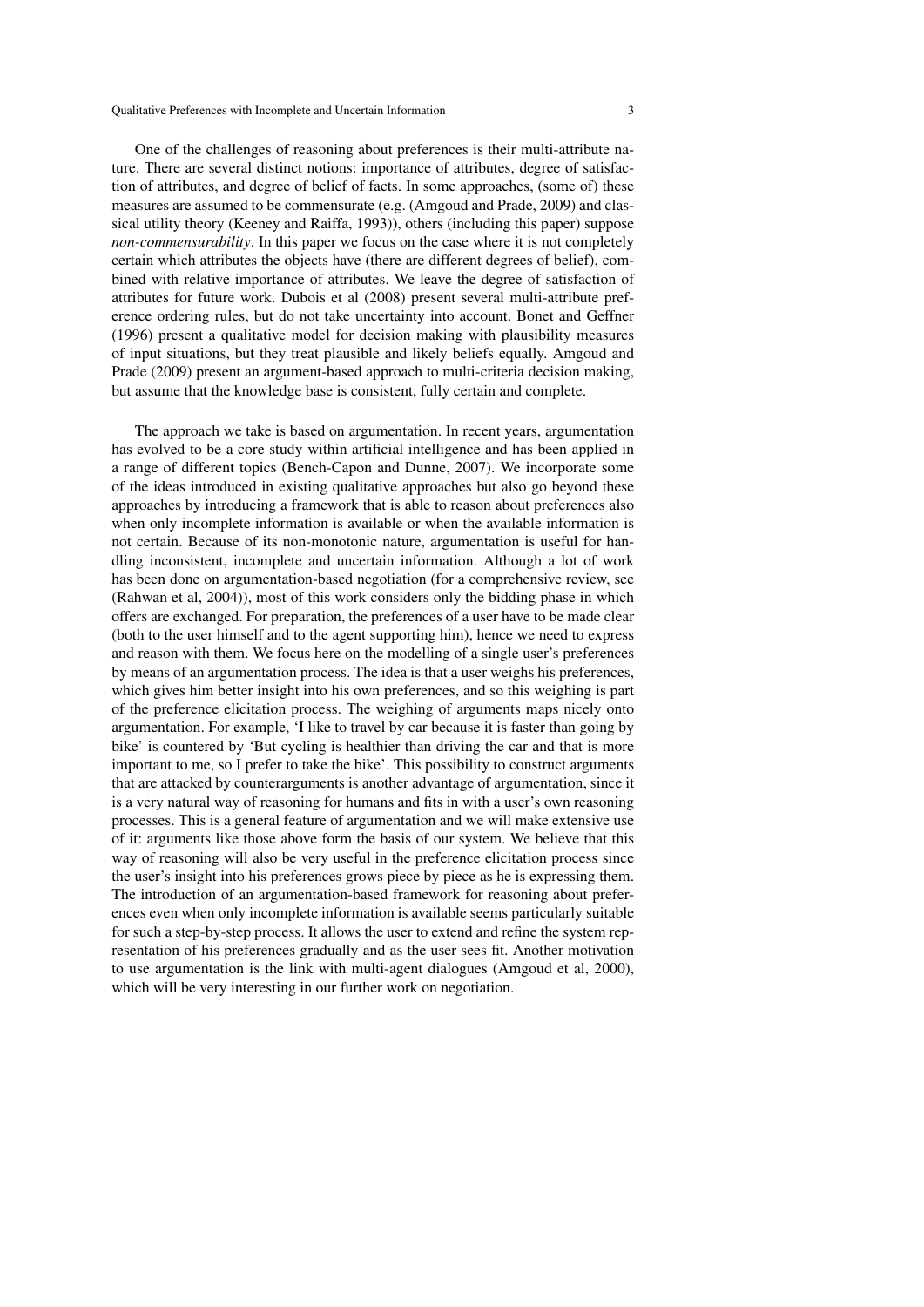One of the challenges of reasoning about preferences is their multi-attribute nature. There are several distinct notions: importance of attributes, degree of satisfaction of attributes, and degree of belief of facts. In some approaches, (some of) these measures are assumed to be commensurate (e.g. (Amgoud and Prade, 2009) and classical utility theory (Keeney and Raiffa, 1993)), others (including this paper) suppose *non-commensurability*. In this paper we focus on the case where it is not completely certain which attributes the objects have (there are different degrees of belief), combined with relative importance of attributes. We leave the degree of satisfaction of attributes for future work. Dubois et al (2008) present several multi-attribute preference ordering rules, but do not take uncertainty into account. Bonet and Geffner (1996) present a qualitative model for decision making with plausibility measures of input situations, but they treat plausible and likely beliefs equally. Amgoud and Prade (2009) present an argument-based approach to multi-criteria decision making, but assume that the knowledge base is consistent, fully certain and complete.

The approach we take is based on argumentation. In recent years, argumentation has evolved to be a core study within artificial intelligence and has been applied in a range of different topics (Bench-Capon and Dunne, 2007). We incorporate some of the ideas introduced in existing qualitative approaches but also go beyond these approaches by introducing a framework that is able to reason about preferences also when only incomplete information is available or when the available information is not certain. Because of its non-monotonic nature, argumentation is useful for handling inconsistent, incomplete and uncertain information. Although a lot of work has been done on argumentation-based negotiation (for a comprehensive review, see (Rahwan et al, 2004)), most of this work considers only the bidding phase in which offers are exchanged. For preparation, the preferences of a user have to be made clear (both to the user himself and to the agent supporting him), hence we need to express and reason with them. We focus here on the modelling of a single user's preferences by means of an argumentation process. The idea is that a user weighs his preferences, which gives him better insight into his own preferences, and so this weighing is part of the preference elicitation process. The weighing of arguments maps nicely onto argumentation. For example, 'I like to travel by car because it is faster than going by bike' is countered by 'But cycling is healthier than driving the car and that is more important to me, so I prefer to take the bike'. This possibility to construct arguments that are attacked by counterarguments is another advantage of argumentation, since it is a very natural way of reasoning for humans and fits in with a user's own reasoning processes. This is a general feature of argumentation and we will make extensive use of it: arguments like those above form the basis of our system. We believe that this way of reasoning will also be very useful in the preference elicitation process since the user's insight into his preferences grows piece by piece as he is expressing them. The introduction of an argumentation-based framework for reasoning about preferences even when only incomplete information is available seems particularly suitable for such a step-by-step process. It allows the user to extend and refine the system representation of his preferences gradually and as the user sees fit. Another motivation to use argumentation is the link with multi-agent dialogues (Amgoud et al, 2000), which will be very interesting in our further work on negotiation.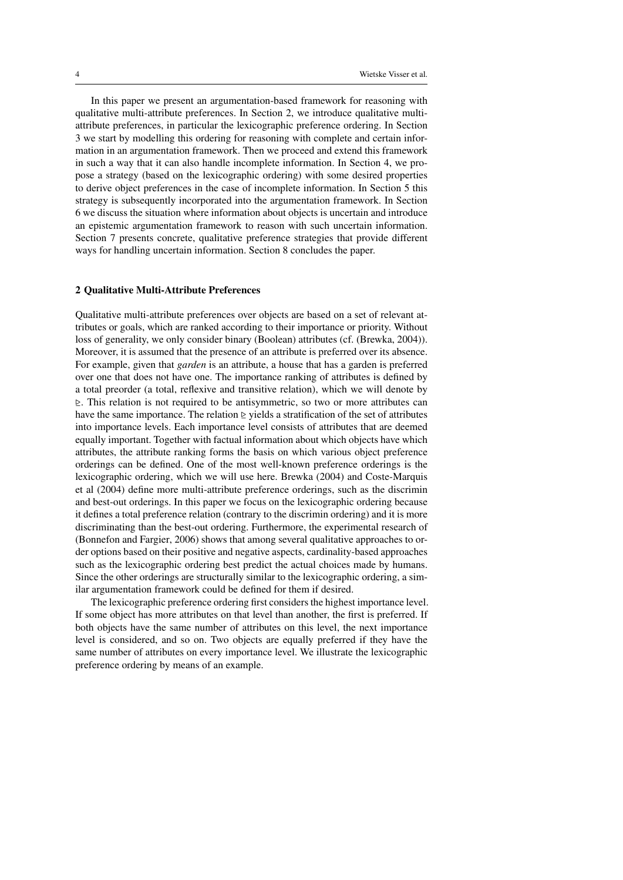In this paper we present an argumentation-based framework for reasoning with qualitative multi-attribute preferences. In Section 2, we introduce qualitative multi-attribute preferences, in particular the lexicographic preference ordering. In Section 3 we start by modelling this ordering for reasoning with complete and certain information in an argumentation framework. Then we proceed and extend this framework in such a way that it can also handle incomplete information. In Section 4, we propose a strategy (based on the lexicographic ordering) with some desired properties to derive object preferences in the case of incomplete information. In Section 5 this strategy is subsequently incorporated into the argumentation framework. In Section 6 we discuss the situation where information about objects is uncertain and introduce an epistemic argumentation framework to reason with such uncertain information. Section 7 presents concrete, qualitative preference strategies that provide different ways for handling uncertain information. Section 8 concludes the paper.

## 2 Qualitative Multi-Attribute Preferences

Qualitative multi-attribute preferences over objects are based on a set of relevant attributes or goals, which are ranked according to their importance or priority. Without loss of generality, we only consider binary (Boolean) attributes (cf. (Brewka, 2004)). Moreover, it is assumed that the presence of an attribute is preferred over its absence. For example, given that *garden* is an attribute, a house that has a garden is preferred over one that does not have one. The importance ranking of attributes is defined by a total preorder (a total, reflexive and transitive relation), which we will denote by $\trianglerighteq$. This relation is not required to be antisymmetric, so two or more attributes can have the same importance. The relation $\trianglerighteq$ yields a stratification of the set of attributes into importance levels. Each importance level consists of attributes that are deemed equally important. Together with factual information about which objects have which attributes, the attribute ranking forms the basis on which various object preference orderings can be defined. One of the most well-known preference orderings is the lexicographic ordering, which we will use here. Brewka (2004) and Coste-Marquis et al (2004) define more multi-attribute preference orderings, such as the discrimin and best-out orderings. In this paper we focus on the lexicographic ordering because it defines a total preference relation (contrary to the discrimin ordering) and it is more discriminating than the best-out ordering. Furthermore, the experimental research of (Bonnefon and Fargier, 2006) shows that among several qualitative approaches to order options based on their positive and negative aspects, cardinality-based approaches such as the lexicographic ordering best predict the actual choices made by humans. Since the other orderings are structurally similar to the lexicographic ordering, a similar argumentation framework could be defined for them if desired.

The lexicographic preference ordering first considers the highest importance level. If some object has more attributes on that level than another, the first is preferred. If both objects have the same number of attributes on this level, the next importance level is considered, and so on. Two objects are equally preferred if they have the same number of attributes on every importance level. We illustrate the lexicographic preference ordering by means of an example.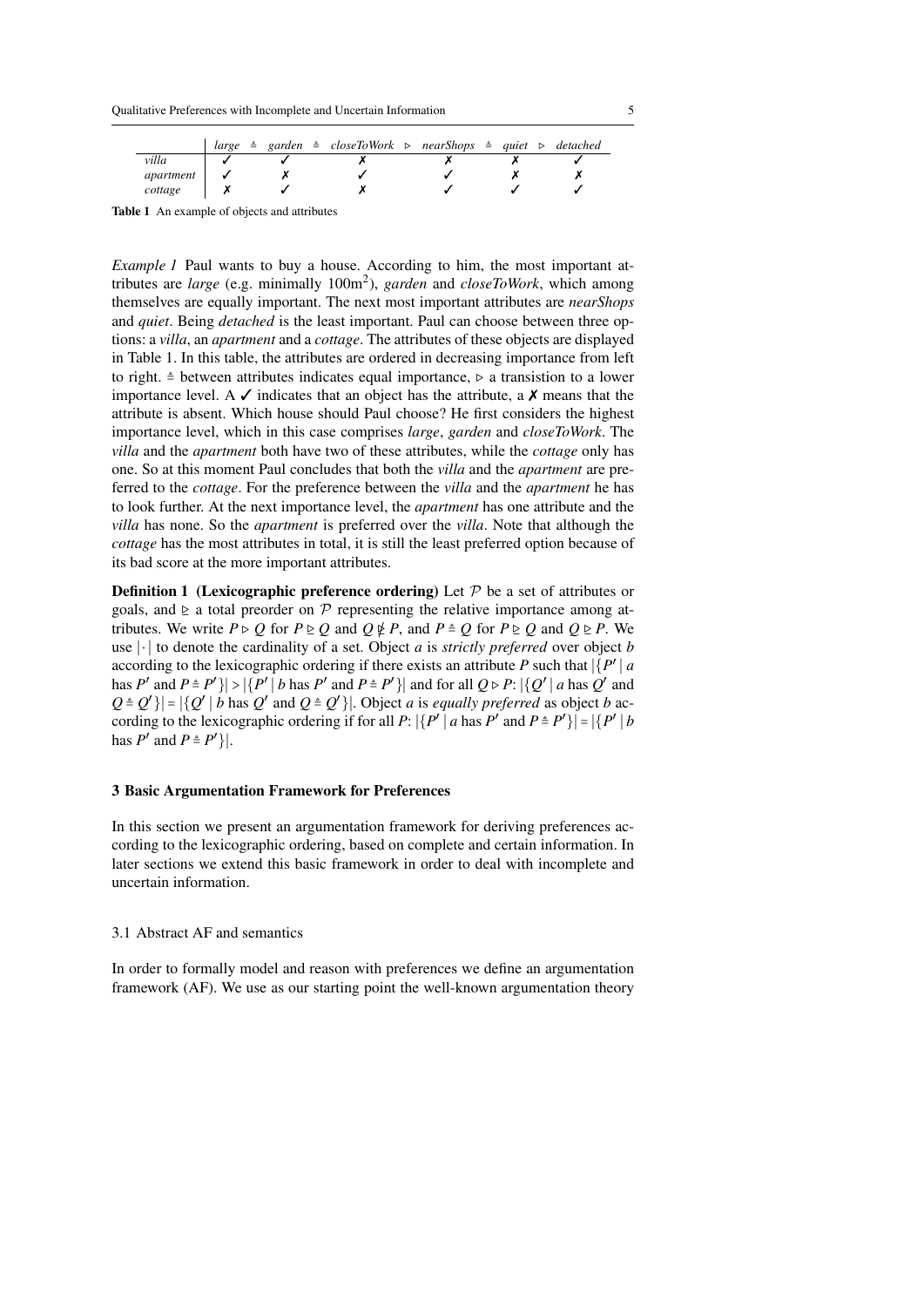| | *large* | ≙ | *garden* | ≙ | *closeToWork* | ▷ | *nearShops* | ≙ | *quiet* | ▷ | *detached* |
|---|---|---|---|---|---|---|---|---|---|---|---|
| *villa* | ✓ | | ✓ | | ✗ | | ✗ | | ✗ | | ✓ |
| *apartment* | ✓ | | ✗ | | ✓ | | ✓ | | ✗ | | ✗ |
| *cottage* | ✗ | | ✓ | | ✗ | | ✓ | | ✓ | | ✓ |

**Table 1** An example of objects and attributes

*Example 1* Paul wants to buy a house. According to him, the most important attributes are *large* (e.g. minimally $100\text{m}^2$), *garden* and *closeToWork*, which among themselves are equally important. The next most important attributes are *nearShops* and *quiet*. Being *detached* is the least important. Paul can choose between three options: a *villa*, an *apartment* and a *cottage*. The attributes of these objects are displayed in Table 1. In this table, the attributes are ordered in decreasing importance from left to right. ≙ between attributes indicates equal importance, ▷ a transistion to a lower importance level. A ✓ indicates that an object has the attribute, a ✗ means that the attribute is absent. Which house should Paul choose? He first considers the highest importance level, which in this case comprises *large*, *garden* and *closeToWork*. The *villa* and the *apartment* both have two of these attributes, while the *cottage* only has one. So at this moment Paul concludes that both the *villa* and the *apartment* are preferred to the *cottage*. For the preference between the *villa* and the *apartment* he has to look further. At the next importance level, the *apartment* has one attribute and the *villa* has none. So the *apartment* is preferred over the *villa*. Note that although the *cottage* has the most attributes in total, it is still the least preferred option because of its bad score at the more important attributes.

**Definition 1 (Lexicographic preference ordering)** Let $\mathcal{P}$ be a set of attributes or goals, and $\trianglerighteq$ a total preorder on $\mathcal{P}$ representing the relative importance among attributes. We write $P \triangleright Q$ for $P \trianglerighteq Q$ and $Q \not\trianglerighteq P$, and $P \triangleq Q$ for $P \trianglerighteq Q$ and $Q \trianglerighteq P$. We use $|\cdot|$ to denote the cardinality of a set. Object $a$ is *strictly preferred* over object $b$ according to the lexicographic ordering if there exists an attribute $P$ such that $|\{P' \mid a \text{ has } P' \text{ and } P \triangleq P'\}| > |\{P' \mid b \text{ has } P' \text{ and } P \triangleq P'\}|$ and for all $Q \triangleright P$: $|\{Q' \mid a \text{ has } Q' \text{ and } Q \triangleq Q'\}| = |\{Q' \mid b \text{ has } Q' \text{ and } Q \triangleq Q'\}|$. Object $a$ is *equally preferred* as object $b$ according to the lexicographic ordering if for all $P$: $|\{P' \mid a \text{ has } P' \text{ and } P \triangleq P'\}| = |\{P' \mid b \text{ has } P' \text{ and } P \triangleq P'\}|$.

## 3 Basic Argumentation Framework for Preferences

In this section we present an argumentation framework for deriving preferences according to the lexicographic ordering, based on complete and certain information. In later sections we extend this basic framework in order to deal with incomplete and uncertain information.

### 3.1 Abstract AF and semantics

In order to formally model and reason with preferences we define an argumentation framework (AF). We use as our starting point the well-known argumentation theory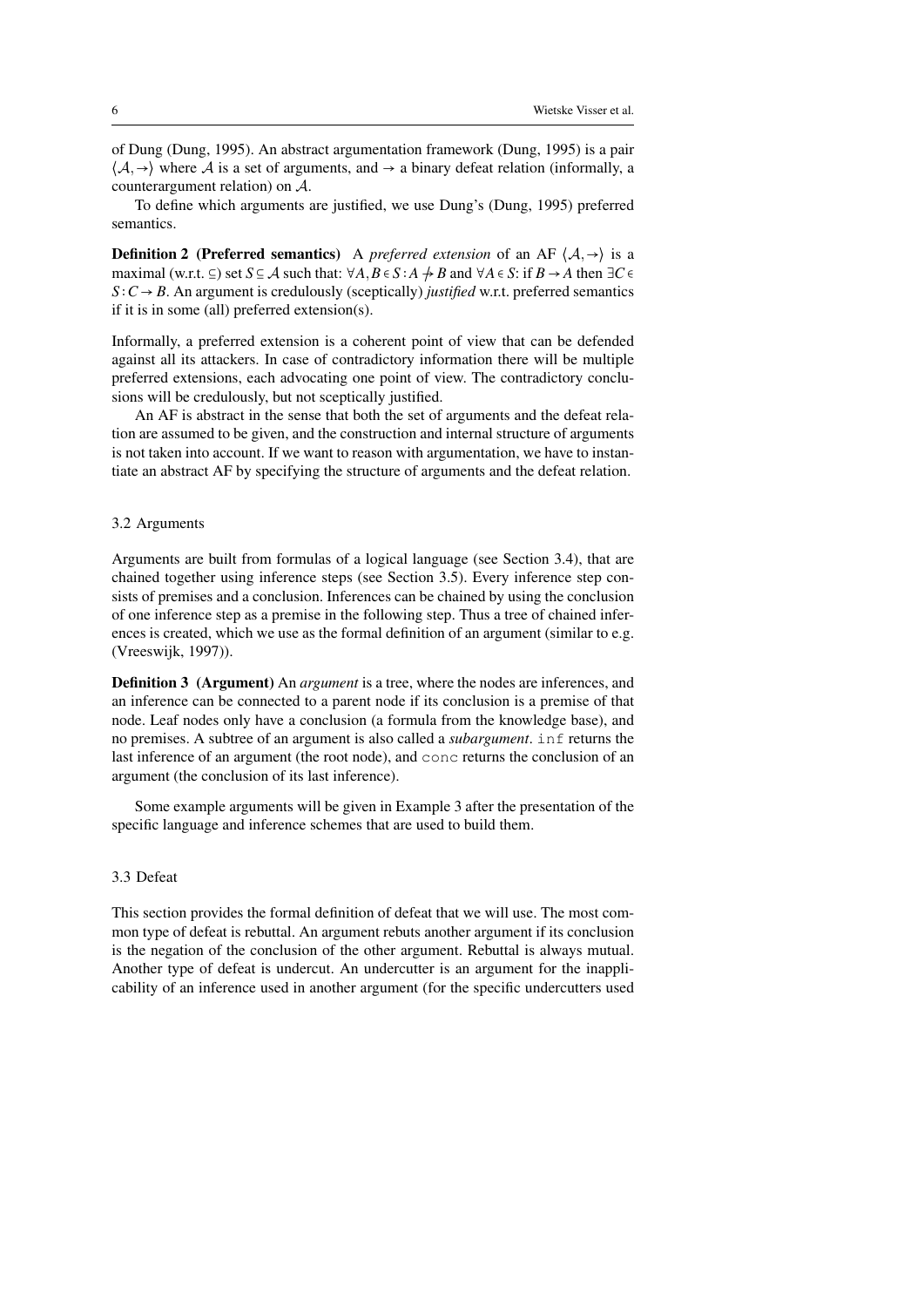of Dung (Dung, 1995). An abstract argumentation framework (Dung, 1995) is a pair $\langle \mathcal{A}, \rightarrow \rangle$ where $\mathcal{A}$ is a set of arguments, and $\rightarrow$ a binary defeat relation (informally, a counterargument relation) on $\mathcal{A}$.

To define which arguments are justified, we use Dung's (Dung, 1995) preferred semantics.

**Definition 2 (Preferred semantics)** A *preferred extension* of an AF $\langle \mathcal{A}, \rightarrow \rangle$ is a maximal (w.r.t. $\subseteq$) set $S \subseteq \mathcal{A}$ such that: $\forall A, B \in S : A \not\rightarrow B$ and $\forall A \in S$: if $B \rightarrow A$ then $\exists C \in S : C \rightarrow B$. An argument is credulously (sceptically) *justified* w.r.t. preferred semantics if it is in some (all) preferred extension(s).

Informally, a preferred extension is a coherent point of view that can be defended against all its attackers. In case of contradictory information there will be multiple preferred extensions, each advocating one point of view. The contradictory conclusions will be credulously, but not sceptically justified.

An AF is abstract in the sense that both the set of arguments and the defeat relation are assumed to be given, and the construction and internal structure of arguments is not taken into account. If we want to reason with argumentation, we have to instantiate an abstract AF by specifying the structure of arguments and the defeat relation.

### 3.2 Arguments

Arguments are built from formulas of a logical language (see Section 3.4), that are chained together using inference steps (see Section 3.5). Every inference step consists of premises and a conclusion. Inferences can be chained by using the conclusion of one inference step as a premise in the following step. Thus a tree of chained inferences is created, which we use as the formal definition of an argument (similar to e.g. (Vreeswijk, 1997)).

**Definition 3 (Argument)** An *argument* is a tree, where the nodes are inferences, and an inference can be connected to a parent node if its conclusion is a premise of that node. Leaf nodes only have a conclusion (a formula from the knowledge base), and no premises. A subtree of an argument is also called a ***subargument***. `inf` returns the last inference of an argument (the root node), and `conc` returns the conclusion of an argument (the conclusion of its last inference).

Some example arguments will be given in Example 3 after the presentation of the specific language and inference schemes that are used to build them.

### 3.3 Defeat

This section provides the formal definition of defeat that we will use. The most common type of defeat is rebuttal. An argument rebuts another argument if its conclusion is the negation of the conclusion of the other argument. Rebuttal is always mutual. Another type of defeat is undercut. An undercutter is an argument for the inapplicability of an inference used in another argument (for the specific undercutters used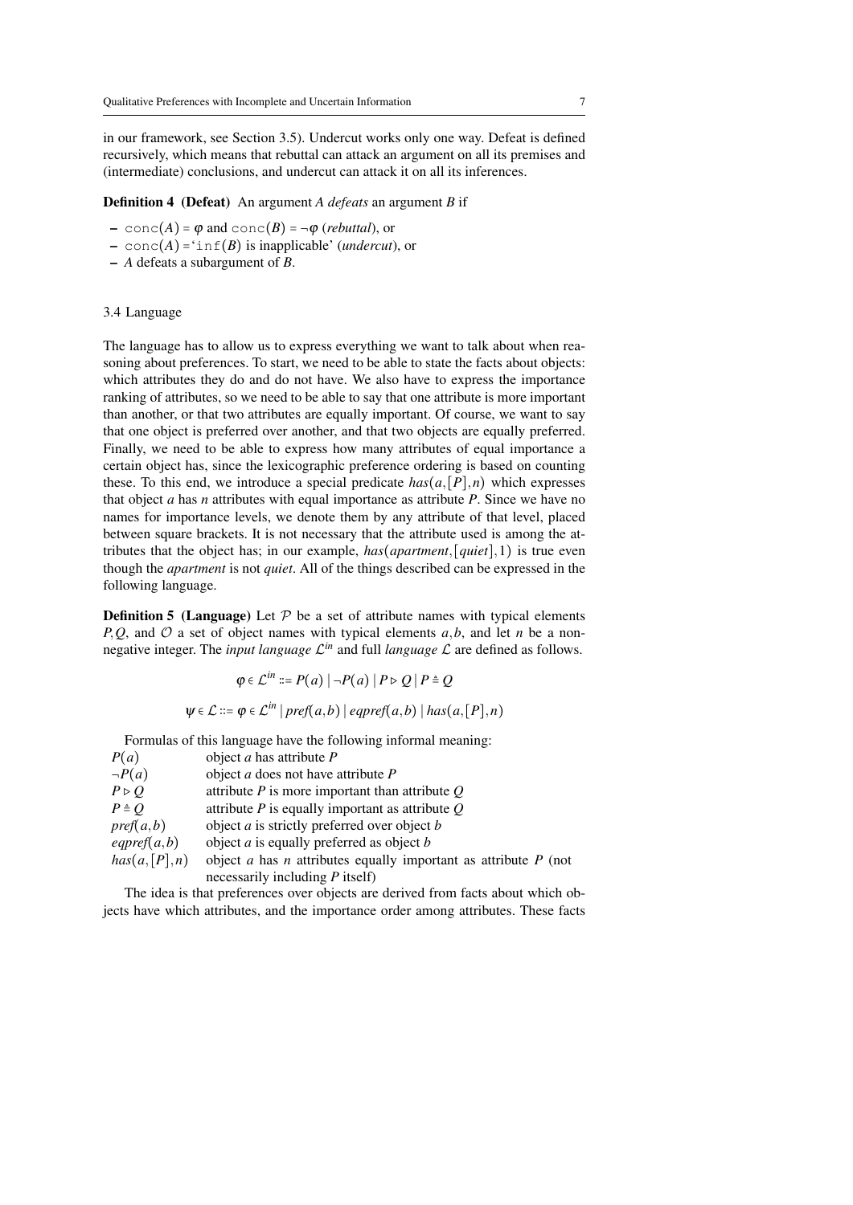in our framework, see Section 3.5). Undercut works only one way. Defeat is defined recursively, which means that rebuttal can attack an argument on all its premises and (intermediate) conclusions, and undercut can attack it on all its inferences.

**Definition 4 (Defeat)** An argument $A$ *defeats* an argument $B$ if

- $\texttt{conc}(A) = \varphi$ and $\texttt{conc}(B) = \neg\varphi$ (*rebuttal*), or
- $\texttt{conc}(A) =$ '$\texttt{inf}(B)$ is inapplicable' (*undercut*), or
- $A$ defeats a subargument of $B$.

### 3.4 Language

The language has to allow us to express everything we want to talk about when reasoning about preferences. To start, we need to be able to state the facts about objects: which attributes they do and do not have. We also have to express the importance ranking of attributes, so we need to be able to say that one attribute is more important than another, or that two attributes are equally important. Of course, we want to say that one object is preferred over another, and that two objects are equally preferred. Finally, we need to be able to express how many attributes of equal importance a certain object has, since the lexicographic preference ordering is based on counting these. To this end, we introduce a special predicate $has(a,[P],n)$ which expresses that object $a$ has $n$ attributes with equal importance as attribute $P$. Since we have no names for importance levels, we denote them by any attribute of that level, placed between square brackets. It is not necessary that the attribute used is among the attributes that the object has; in our example, $has(apartment,[quiet],1)$ is true even though the *apartment* is not *quiet*. All of the things described can be expressed in the following language.

**Definition 5 (Language)** Let $\mathcal{P}$ be a set of attribute names with typical elements $P,Q$, and $\mathcal{O}$ a set of object names with typical elements $a,b$, and let $n$ be a non-negative integer. The *input language* $\mathcal{L}^{in}$ and full *language* $\mathcal{L}$ are defined as follows.

$$\varphi \in \mathcal{L}^{in} ::= P(a) \mid \neg P(a) \mid P \rhd Q \mid P \triangleq Q$$

$$\psi \in \mathcal{L} ::= \varphi \in \mathcal{L}^{in} \mid pref(a,b) \mid eqpref(a,b) \mid has(a,[P],n)$$

Formulas of this language have the following informal meaning:

| | |
|---|---|
| $P(a)$ | object $a$ has attribute $P$ |
| $\neg P(a)$ | object $a$ does not have attribute $P$ |
| $P \rhd Q$ | attribute $P$ is more important than attribute $Q$ |
| $P \triangleq Q$ | attribute $P$ is equally important as attribute $Q$ |
| $pref(a,b)$ | object $a$ is strictly preferred over object $b$ |
| $eqpref(a,b)$ | object $a$ is equally preferred as object $b$ |
| $has(a,[P],n)$ | object $a$ has $n$ attributes equally important as attribute $P$ (not necessarily including $P$ itself) |

The idea is that preferences over objects are derived from facts about which objects have which attributes, and the importance order among attributes. These facts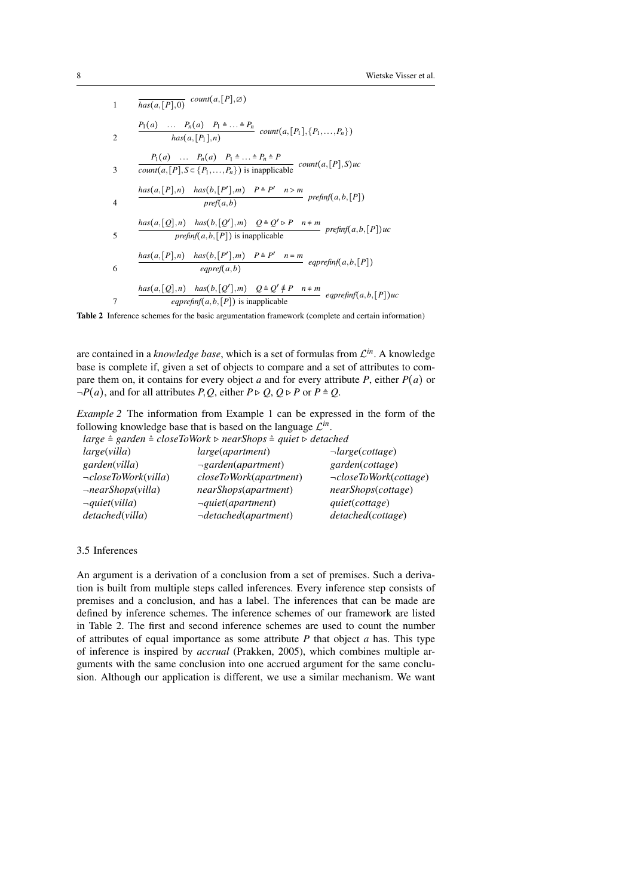| | |
|---|---|
| 1 | $\dfrac{}{has(a,[P],0)}\ count(a,[P],\varnothing)$ |
| 2 | $\dfrac{P_1(a) \quad \ldots \quad P_n(a) \quad P_1 \triangleq \ldots \triangleq P_n}{has(a,[P_1],n)}\ count(a,[P_1],\{P_1,\ldots,P_n\})$ |
| 3 | $\dfrac{P_1(a) \quad \ldots \quad P_n(a) \quad P_1 \triangleq \ldots \triangleq P_n \triangleq P}{count(a,[P],S \subset \{P_1,\ldots,P_n\}) \text{ is inapplicable}}\ count(a,[P],S)uc$ |
| 4 | $\dfrac{has(a,[P],n) \quad has(b,[P'],m) \quad P \triangleq P' \quad n > m}{pref(a,b)}\ prefinf(a,b,[P])$ |
| 5 | $\dfrac{has(a,[Q],n) \quad has(b,[Q'],m) \quad Q \triangleq Q' \rhd P \quad n \neq m}{prefinf(a,b,[P]) \text{ is inapplicable}}\ prefinf(a,b,[P])uc$ |
| 6 | $\dfrac{has(a,[P],n) \quad has(b,[P'],m) \quad P \triangleq P' \quad n = m}{eqpref(a,b)}\ eqprefinf(a,b,[P])$ |
| 7 | $\dfrac{has(a,[Q],n) \quad has(b,[Q'],m) \quad Q \triangleq Q' \not\triangleq P \quad n \neq m}{eqprefinf(a,b,[P]) \text{ is inapplicable}}\ eqprefinf(a,b,[P])uc$ |

**Table 2** Inference schemes for the basic argumentation framework (complete and certain information)

are contained in a *knowledge base*, which is a set of formulas from $\mathcal{L}^{in}$. A knowledge base is complete if, given a set of objects to compare and a set of attributes to compare them on, it contains for every object $a$ and for every attribute $P$, either $P(a)$ or $\neg P(a)$, and for all attributes $P, Q$, either $P \rhd Q$, $Q \rhd P$ or $P \triangleq Q$.

*Example 2* The information from Example 1 can be expressed in the form of the following knowledge base that is based on the language $\mathcal{L}^{in}$.

$large \triangleq garden \triangleq closeToWork \rhd nearShops \triangleq quiet \rhd detached$

| | | |
|---|---|---|
| $large(villa)$ | $large(apartment)$ | $\neg large(cottage)$ |
| $garden(villa)$ | $\neg garden(apartment)$ | $garden(cottage)$ |
| $\neg closeToWork(villa)$ | $closeToWork(apartment)$ | $\neg closeToWork(cottage)$ |
| $\neg nearShops(villa)$ | $nearShops(apartment)$ | $nearShops(cottage)$ |
| $\neg quiet(villa)$ | $\neg quiet(apartment)$ | $quiet(cottage)$ |
| $detached(villa)$ | $\neg detached(apartment)$ | $detached(cottage)$ |

### 3.5 Inferences

An argument is a derivation of a conclusion from a set of premises. Such a derivation is built from multiple steps called inferences. Every inference step consists of premises and a conclusion, and has a label. The inferences that can be made are defined by inference schemes. The inference schemes of our framework are listed in Table 2. The first and second inference schemes are used to count the number of attributes of equal importance as some attribute $P$ that object $a$ has. This type of inference is inspired by *accrual* (Prakken, 2005), which combines multiple arguments with the same conclusion into one accrued argument for the same conclusion. Although our application is different, we use a similar mechanism. We want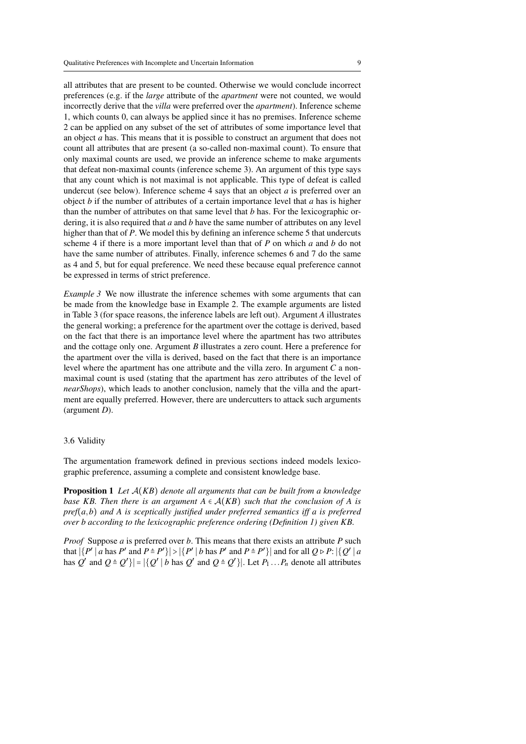all attributes that are present to be counted. Otherwise we would conclude incorrect preferences (e.g. if the *large* attribute of the *apartment* were not counted, we would incorrectly derive that the *villa* were preferred over the *apartment*). Inference scheme 1, which counts 0, can always be applied since it has no premises. Inference scheme 2 can be applied on any subset of the set of attributes of some importance level that an object $a$ has. This means that it is possible to construct an argument that does not count all attributes that are present (a so-called non-maximal count). To ensure that only maximal counts are used, we provide an inference scheme to make arguments that defeat non-maximal counts (inference scheme 3). An argument of this type says that any count which is not maximal is not applicable. This type of defeat is called undercut (see below). Inference scheme 4 says that an object $a$ is preferred over an object $b$ if the number of attributes of a certain importance level that $a$ has is higher than the number of attributes on that same level that $b$ has. For the lexicographic ordering, it is also required that $a$ and $b$ have the same number of attributes on any level higher than that of $P$. We model this by defining an inference scheme 5 that undercuts scheme 4 if there is a more important level than that of $P$ on which $a$ and $b$ do not have the same number of attributes. Finally, inference schemes 6 and 7 do the same as 4 and 5, but for equal preference. We need these because equal preference cannot be expressed in terms of strict preference.

*Example 3* We now illustrate the inference schemes with some arguments that can be made from the knowledge base in Example 2. The example arguments are listed in Table 3 (for space reasons, the inference labels are left out). Argument $A$ illustrates the general working; a preference for the apartment over the cottage is derived, based on the fact that there is an importance level where the apartment has two attributes and the cottage only one. Argument $B$ illustrates a zero count. Here a preference for the apartment over the villa is derived, based on the fact that there is an importance level where the apartment has one attribute and the villa zero. In argument $C$ a non-maximal count is used (stating that the apartment has zero attributes of the level of *nearShops*), which leads to another conclusion, namely that the villa and the apartment are equally preferred. However, there are undercutters to attack such arguments (argument $D$).

### 3.6 Validity

The argumentation framework defined in previous sections indeed models lexicographic preference, assuming a complete and consistent knowledge base.

**Proposition 1** *Let $\mathcal{A}(KB)$ denote all arguments that can be built from a knowledge base KB. Then there is an argument $A \in \mathcal{A}(KB)$ such that the conclusion of A is pref$(a,b)$ and A is sceptically justified under preferred semantics iff a is preferred over b according to the lexicographic preference ordering (Definition 1) given KB.*

*Proof* Suppose $a$ is preferred over $b$. This means that there exists an attribute $P$ such that $|\{P' \mid a \text{ has } P' \text{ and } P \doteq P'\}| > |\{P' \mid b \text{ has } P' \text{ and } P \doteq P'\}|$ and for all $Q \rhd P$: $|\{Q' \mid a \text{ has } Q' \text{ and } Q \doteq Q'\}| = |\{Q' \mid b \text{ has } Q' \text{ and } Q \doteq Q'\}|$. Let $P_1 \ldots P_n$ denote all attributes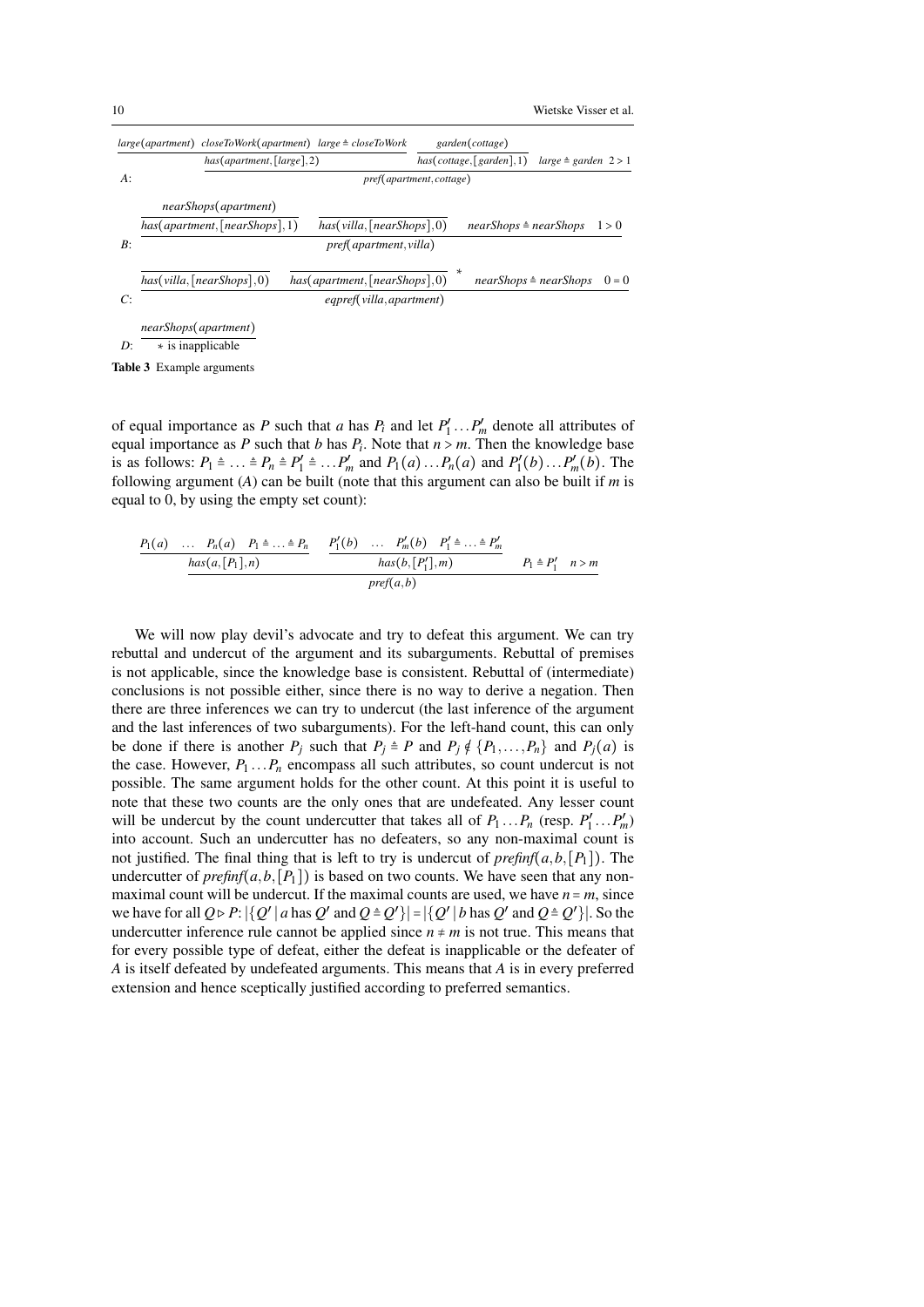$$
A: \quad \cfrac{\cfrac{large(apartment) \quad closeToWork(apartment) \quad large \doteq closeToWork}{has(apartment,[large],2)} \qquad \cfrac{garden(cottage)}{has(cottage,[garden],1)} \quad large \doteq garden \quad 2>1}{pref(apartment,cottage)}
$$

$$
B: \quad \cfrac{\cfrac{nearShops(apartment)}{has(apartment,[nearShops],1)} \qquad \cfrac{}{has(villa,[nearShops],0)} \qquad nearShops \doteq nearShops \quad 1>0}{pref(apartment,villa)}
$$

$$
C: \quad \cfrac{\cfrac{}{has(villa,[nearShops],0)} \qquad \cfrac{}{has(apartment,[nearShops],0)}\,* \qquad nearShops \doteq nearShops \quad 0=0}{eqpref(villa,apartment)}
$$

$$
D: \quad \cfrac{nearShops(apartment)}{* \text{ is inapplicable}}
$$

**Table 3** Example arguments

of equal importance as $P$ such that $a$ has $P_i$ and let $P'_1 \dots P'_m$ denote all attributes of equal importance as $P$ such that $b$ has $P_i$. Note that $n > m$. Then the knowledge base is as follows: $P_1 \doteq \dots \doteq P_n \doteq P'_1 \doteq \dots P'_m$ and $P_1(a) \dots P_n(a)$ and $P'_1(b) \dots P'_m(b)$. The following argument ($A$) can be built (note that this argument can also be built if $m$ is equal to 0, by using the empty set count):

$$
\cfrac{\cfrac{P_1(a) \quad \dots \quad P_n(a) \quad P_1 \doteq \dots \doteq P_n}{has(a,[P_1],n)} \qquad \cfrac{P'_1(b) \quad \dots \quad P'_m(b) \quad P'_1 \doteq \dots \doteq P'_m}{has(b,[P'_1],m)} \qquad P_1 \doteq P'_1 \quad n > m}{pref(a,b)}
$$

We will now play devil's advocate and try to defeat this argument. We can try rebuttal and undercut of the argument and its subarguments. Rebuttal of premises is not applicable, since the knowledge base is consistent. Rebuttal of (intermediate) conclusions is not possible either, since there is no way to derive a negation. Then there are three inferences we can try to undercut (the last inference of the argument and the last inferences of two subarguments). For the left-hand count, this can only be done if there is another $P_j$ such that $P_j \doteq P$ and $P_j \notin \{P_1, \dots, P_n\}$ and $P_j(a)$ is the case. However, $P_1 \dots P_n$ encompass all such attributes, so count undercut is not possible. The same argument holds for the other count. At this point it is useful to note that these two counts are the only ones that are undefeated. Any lesser count will be undercut by the count undercutter that takes all of $P_1 \dots P_n$ (resp. $P'_1 \dots P'_m$) into account. Such an undercutter has no defeaters, so any non-maximal count is not justified. The final thing that is left to try is undercut of $prefinf(a,b,[P_1])$. The undercutter of $prefinf(a,b,[P_1])$ is based on two counts. We have seen that any non-maximal count will be undercut. If the maximal counts are used, we have $n = m$, since we have for all $Q \triangleright P$: $|\{Q' \mid a \text{ has } Q' \text{ and } Q \doteq Q'\}| = |\{Q' \mid b \text{ has } Q' \text{ and } Q \doteq Q'\}|$. So the undercutter inference rule cannot be applied since $n \neq m$ is not true. This means that for every possible type of defeat, either the defeat is inapplicable or the defeater of $A$ is itself defeated by undefeated arguments. This means that $A$ is in every preferred extension and hence sceptically justified according to preferred semantics.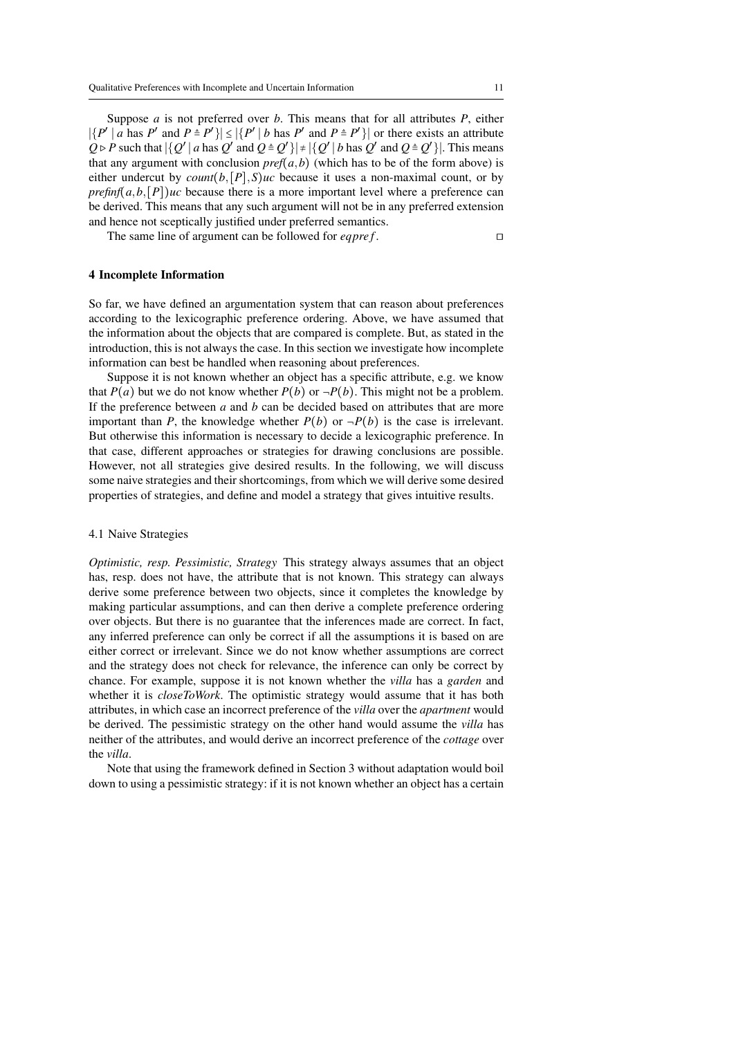Suppose $a$ is not preferred over $b$. This means that for all attributes $P$, either $|\{P' \mid a \text{ has } P' \text{ and } P \triangleq P'\}| \leq |\{P' \mid b \text{ has } P' \text{ and } P \triangleq P'\}|$ or there exists an attribute $Q \triangleright P$ such that $|\{Q' \mid a \text{ has } Q' \text{ and } Q \triangleq Q'\}| \neq |\{Q' \mid b \text{ has } Q' \text{ and } Q \triangleq Q'\}|$. This means that any argument with conclusion $\mathit{pref}(a,b)$ (which has to be of the form above) is either undercut by $\mathit{count}(b,[P],S)\mathit{uc}$ because it uses a non-maximal count, or by $\mathit{prefinf}(a,b,[P])\mathit{uc}$ because there is a more important level where a preference can be derived. This means that any such argument will not be in any preferred extension and hence not sceptically justified under preferred semantics.

The same line of argument can be followed for $\mathit{eqpref}$. □

## 4 Incomplete Information

So far, we have defined an argumentation system that can reason about preferences according to the lexicographic preference ordering. Above, we have assumed that the information about the objects that are compared is complete. But, as stated in the introduction, this is not always the case. In this section we investigate how incomplete information can best be handled when reasoning about preferences.

Suppose it is not known whether an object has a specific attribute, e.g. we know that $P(a)$ but we do not know whether $P(b)$ or $\neg P(b)$. This might not be a problem. If the preference between $a$ and $b$ can be decided based on attributes that are more important than $P$, the knowledge whether $P(b)$ or $\neg P(b)$ is the case is irrelevant. But otherwise this information is necessary to decide a lexicographic preference. In that case, different approaches or strategies for drawing conclusions are possible. However, not all strategies give desired results. In the following, we will discuss some naive strategies and their shortcomings, from which we will derive some desired properties of strategies, and define and model a strategy that gives intuitive results.

### 4.1 Naive Strategies

*Optimistic, resp. Pessimistic, Strategy* This strategy always assumes that an object has, resp. does not have, the attribute that is not known. This strategy can always derive some preference between two objects, since it completes the knowledge by making particular assumptions, and can then derive a complete preference ordering over objects. But there is no guarantee that the inferences made are correct. In fact, any inferred preference can only be correct if all the assumptions it is based on are either correct or irrelevant. Since we do not know whether assumptions are correct and the strategy does not check for relevance, the inference can only be correct by chance. For example, suppose it is not known whether the *villa* has a *garden* and whether it is *closeToWork*. The optimistic strategy would assume that it has both attributes, in which case an incorrect preference of the *villa* over the *apartment* would be derived. The pessimistic strategy on the other hand would assume the *villa* has neither of the attributes, and would derive an incorrect preference of the *cottage* over the *villa*.

Note that using the framework defined in Section 3 without adaptation would boil down to using a pessimistic strategy: if it is not known whether an object has a certain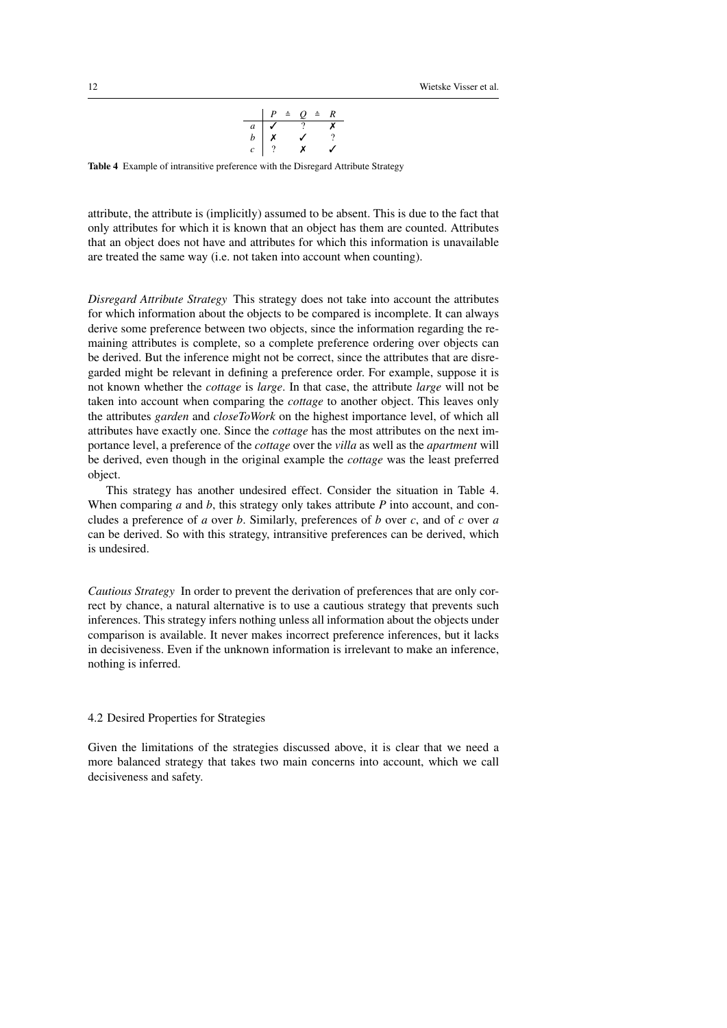| | $P$ | $\triangleq$ | $Q$ | $\triangleq$ | $R$ |
|---|---|---|---|---|---|
| $a$ | ✓ | | ? | | ✗ |
| $b$ | ✗ | | ✓ | | ? |
| $c$ | ? | | ✗ | | ✓ |

**Table 4** Example of intransitive preference with the Disregard Attribute Strategy

attribute, the attribute is (implicitly) assumed to be absent. This is due to the fact that only attributes for which it is known that an object has them are counted. Attributes that an object does not have and attributes for which this information is unavailable are treated the same way (i.e. not taken into account when counting).

*Disregard Attribute Strategy* This strategy does not take into account the attributes for which information about the objects to be compared is incomplete. It can always derive some preference between two objects, since the information regarding the remaining attributes is complete, so a complete preference ordering over objects can be derived. But the inference might not be correct, since the attributes that are disregarded might be relevant in defining a preference order. For example, suppose it is not known whether the *cottage* is *large*. In that case, the attribute *large* will not be taken into account when comparing the *cottage* to another object. This leaves only the attributes *garden* and *closeToWork* on the highest importance level, of which all attributes have exactly one. Since the *cottage* has the most attributes on the next importance level, a preference of the *cottage* over the *villa* as well as the *apartment* will be derived, even though in the original example the *cottage* was the least preferred object.

This strategy has another undesired effect. Consider the situation in Table 4. When comparing $a$ and $b$, this strategy only takes attribute $P$ into account, and concludes a preference of $a$ over $b$. Similarly, preferences of $b$ over $c$, and of $c$ over $a$ can be derived. So with this strategy, intransitive preferences can be derived, which is undesired.

*Cautious Strategy* In order to prevent the derivation of preferences that are only correct by chance, a natural alternative is to use a cautious strategy that prevents such inferences. This strategy infers nothing unless all information about the objects under comparison is available. It never makes incorrect preference inferences, but it lacks in decisiveness. Even if the unknown information is irrelevant to make an inference, nothing is inferred.

### 4.2 Desired Properties for Strategies

Given the limitations of the strategies discussed above, it is clear that we need a more balanced strategy that takes two main concerns into account, which we call decisiveness and safety.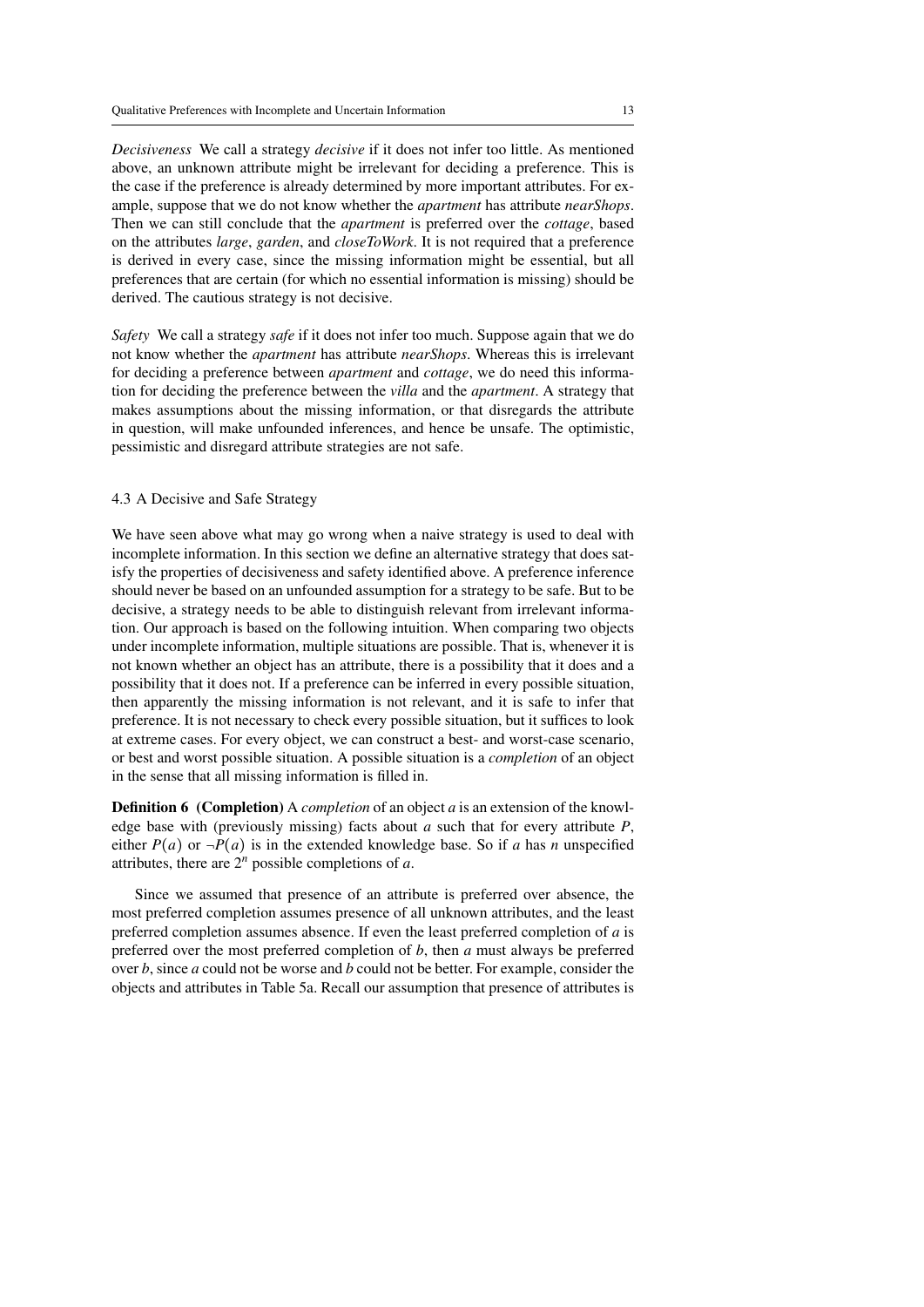*Decisiveness* We call a strategy *decisive* if it does not infer too little. As mentioned above, an unknown attribute might be irrelevant for deciding a preference. This is the case if the preference is already determined by more important attributes. For example, suppose that we do not know whether the *apartment* has attribute *nearShops*. Then we can still conclude that the *apartment* is preferred over the *cottage*, based on the attributes *large*, *garden*, and *closeToWork*. It is not required that a preference is derived in every case, since the missing information might be essential, but all preferences that are certain (for which no essential information is missing) should be derived. The cautious strategy is not decisive.

*Safety* We call a strategy *safe* if it does not infer too much. Suppose again that we do not know whether the *apartment* has attribute *nearShops*. Whereas this is irrelevant for deciding a preference between *apartment* and *cottage*, we do need this information for deciding the preference between the *villa* and the *apartment*. A strategy that makes assumptions about the missing information, or that disregards the attribute in question, will make unfounded inferences, and hence be unsafe. The optimistic, pessimistic and disregard attribute strategies are not safe.

### 4.3 A Decisive and Safe Strategy

We have seen above what may go wrong when a naive strategy is used to deal with incomplete information. In this section we define an alternative strategy that does satisfy the properties of decisiveness and safety identified above. A preference inference should never be based on an unfounded assumption for a strategy to be safe. But to be decisive, a strategy needs to be able to distinguish relevant from irrelevant information. Our approach is based on the following intuition. When comparing two objects under incomplete information, multiple situations are possible. That is, whenever it is not known whether an object has an attribute, there is a possibility that it does and a possibility that it does not. If a preference can be inferred in every possible situation, then apparently the missing information is not relevant, and it is safe to infer that preference. It is not necessary to check every possible situation, but it suffices to look at extreme cases. For every object, we can construct a best- and worst-case scenario, or best and worst possible situation. A possible situation is a *completion* of an object in the sense that all missing information is filled in.

**Definition 6 (Completion)** A *completion* of an object $a$ is an extension of the knowledge base with (previously missing) facts about $a$ such that for every attribute $P$, either $P(a)$ or $\neg P(a)$ is in the extended knowledge base. So if $a$ has $n$ unspecified attributes, there are $2^n$ possible completions of $a$.

Since we assumed that presence of an attribute is preferred over absence, the most preferred completion assumes presence of all unknown attributes, and the least preferred completion assumes absence. If even the least preferred completion of $a$ is preferred over the most preferred completion of $b$, then $a$ must always be preferred over $b$, since $a$ could not be worse and $b$ could not be better. For example, consider the objects and attributes in Table 5a. Recall our assumption that presence of attributes is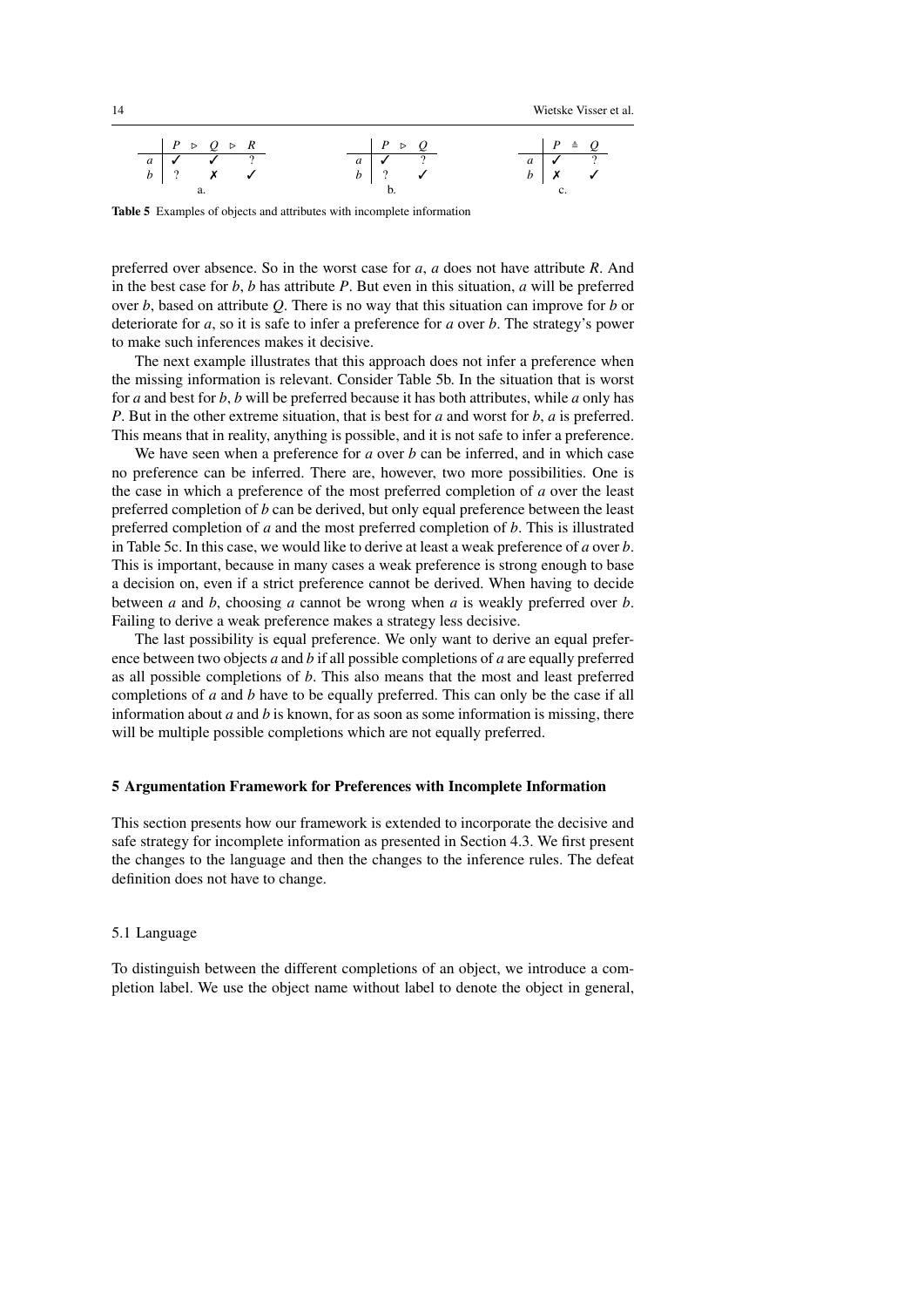|  | $P$ | $\triangleright$ | $Q$ | $\triangleright$ | $R$ |
|---|---|---|---|---|---|
| $a$ | ✓ |  | ✓ |  | ? |
| $b$ | ? |  | ✗ |  | ✓ |

a.

|  | $P$ | $\triangleright$ | $Q$ |
|---|---|---|---|
| $a$ | ✓ |  | ? |
| $b$ | ? |  | ✓ |

b.

|  | $P$ | $\triangleq$ | $Q$ |
|---|---|---|---|
| $a$ | ✓ |  | ? |
| $b$ | ✗ |  | ✓ |

c.

**Table 5** Examples of objects and attributes with incomplete information

preferred over absence. So in the worst case for $a$, $a$ does not have attribute $R$. And in the best case for $b$, $b$ has attribute $P$. But even in this situation, $a$ will be preferred over $b$, based on attribute $Q$. There is no way that this situation can improve for $b$ or deteriorate for $a$, so it is safe to infer a preference for $a$ over $b$. The strategy's power to make such inferences makes it decisive.

The next example illustrates that this approach does not infer a preference when the missing information is relevant. Consider Table 5b. In the situation that is worst for $a$ and best for $b$, $b$ will be preferred because it has both attributes, while $a$ only has $P$. But in the other extreme situation, that is best for $a$ and worst for $b$, $a$ is preferred. This means that in reality, anything is possible, and it is not safe to infer a preference.

We have seen when a preference for $a$ over $b$ can be inferred, and in which case no preference can be inferred. There are, however, two more possibilities. One is the case in which a preference of the most preferred completion of $a$ over the least preferred completion of $b$ can be derived, but only equal preference between the least preferred completion of $a$ and the most preferred completion of $b$. This is illustrated in Table 5c. In this case, we would like to derive at least a weak preference of $a$ over $b$. This is important, because in many cases a weak preference is strong enough to base a decision on, even if a strict preference cannot be derived. When having to decide between $a$ and $b$, choosing $a$ cannot be wrong when $a$ is weakly preferred over $b$. Failing to derive a weak preference makes a strategy less decisive.

The last possibility is equal preference. We only want to derive an equal preference between two objects $a$ and $b$ if all possible completions of $a$ are equally preferred as all possible completions of $b$. This also means that the most and least preferred completions of $a$ and $b$ have to be equally preferred. This can only be the case if all information about $a$ and $b$ is known, for as soon as some information is missing, there will be multiple possible completions which are not equally preferred.

## 5 Argumentation Framework for Preferences with Incomplete Information

This section presents how our framework is extended to incorporate the decisive and safe strategy for incomplete information as presented in Section 4.3. We first present the changes to the language and then the changes to the inference rules. The defeat definition does not have to change.

### 5.1 Language

To distinguish between the different completions of an object, we introduce a completion label. We use the object name without label to denote the object in general,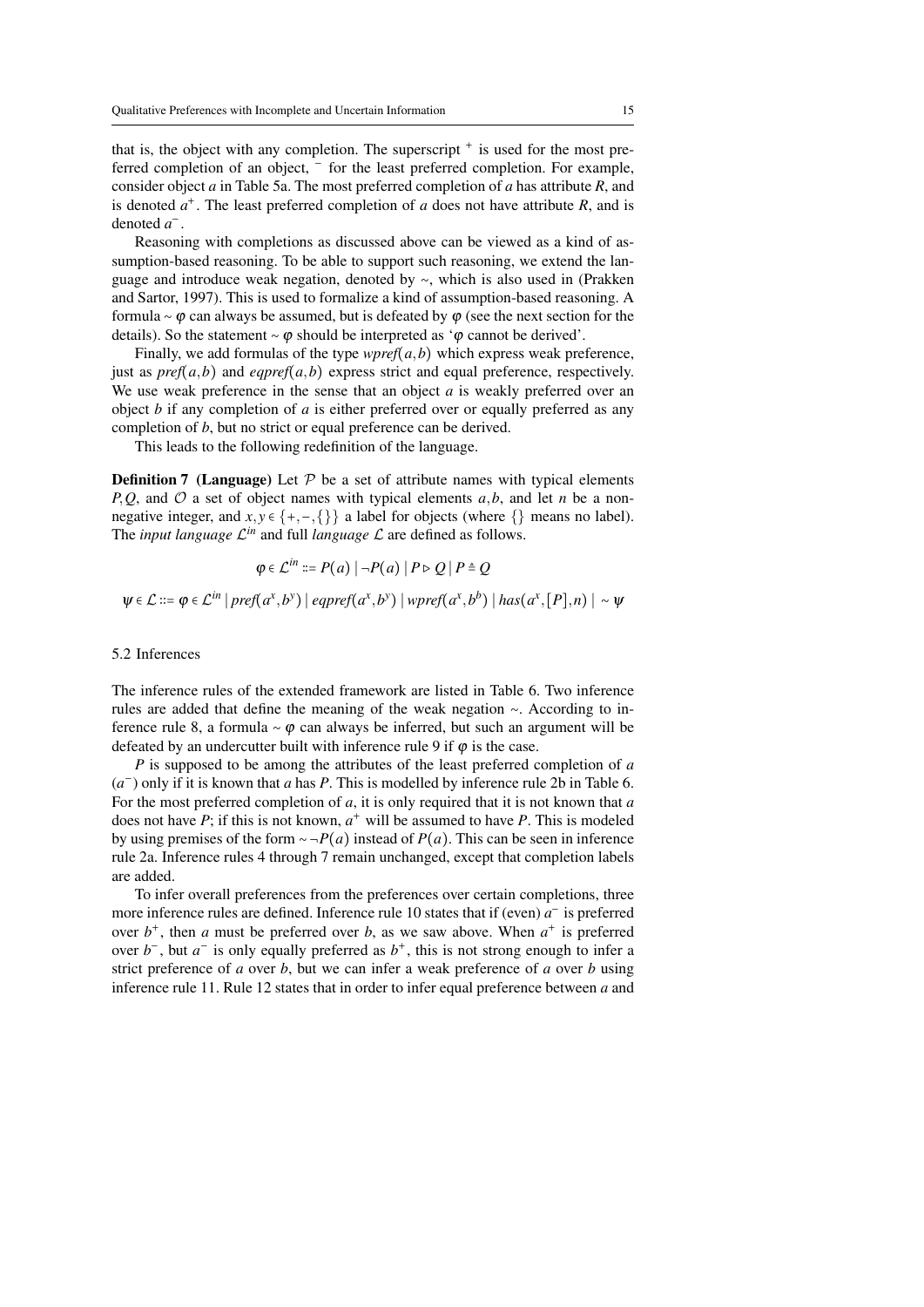that is, the object with any completion. The superscript $^+$ is used for the most preferred completion of an object, $^-$ for the least preferred completion. For example, consider object $a$ in Table 5a. The most preferred completion of $a$ has attribute $R$, and is denoted $a^+$. The least preferred completion of $a$ does not have attribute $R$, and is denoted $a^-$.

Reasoning with completions as discussed above can be viewed as a kind of assumption-based reasoning. To be able to support such reasoning, we extend the language and introduce weak negation, denoted by $\sim$, which is also used in (Prakken and Sartor, 1997). This is used to formalize a kind of assumption-based reasoning. A formula $\sim \varphi$ can always be assumed, but is defeated by $\varphi$ (see the next section for the details). So the statement $\sim \varphi$ should be interpreted as '$\varphi$ cannot be derived'.

Finally, we add formulas of the type $wpref(a,b)$ which express weak preference, just as $pref(a,b)$ and $eqpref(a,b)$ express strict and equal preference, respectively. We use weak preference in the sense that an object $a$ is weakly preferred over an object $b$ if any completion of $a$ is either preferred over or equally preferred as any completion of $b$, but no strict or equal preference can be derived.

This leads to the following redefinition of the language.

**Definition 7 (Language)** Let $\mathcal{P}$ be a set of attribute names with typical elements $P,Q$, and $\mathcal{O}$ a set of object names with typical elements $a,b$, and let $n$ be a non-negative integer, and $x,y \in \{+,-,\{\}\}$ a label for objects (where $\{\}$ means no label). The *input language* $\mathcal{L}^{in}$ and full *language* $\mathcal{L}$ are defined as follows.

$$\varphi \in \mathcal{L}^{in} ::= P(a) \mid \neg P(a) \mid P \rhd Q \mid P \triangleq Q$$

$$\psi \in \mathcal{L} ::= \varphi \in \mathcal{L}^{in} \mid pref(a^x,b^y) \mid eqpref(a^x,b^y) \mid wpref(a^x,b^b) \mid has(a^x,[P],n) \mid \sim \psi$$

### 5.2 Inferences

The inference rules of the extended framework are listed in Table 6. Two inference rules are added that define the meaning of the weak negation $\sim$. According to inference rule 8, a formula $\sim \varphi$ can always be inferred, but such an argument will be defeated by an undercutter built with inference rule 9 if $\varphi$ is the case.

$P$ is supposed to be among the attributes of the least preferred completion of $a$ ($a^-$) only if it is known that $a$ has $P$. This is modelled by inference rule 2b in Table 6. For the most preferred completion of $a$, it is only required that it is not known that $a$ does not have $P$; if this is not known, $a^+$ will be assumed to have $P$. This is modeled by using premises of the form $\sim\neg P(a)$ instead of $P(a)$. This can be seen in inference rule 2a. Inference rules 4 through 7 remain unchanged, except that completion labels are added.

To infer overall preferences from the preferences over certain completions, three more inference rules are defined. Inference rule 10 states that if (even) $a^-$ is preferred over $b^+$, then $a$ must be preferred over $b$, as we saw above. When $a^+$ is preferred over $b^-$, but $a^-$ is only equally preferred as $b^+$, this is not strong enough to infer a strict preference of $a$ over $b$, but we can infer a weak preference of $a$ over $b$ using inference rule 11. Rule 12 states that in order to infer equal preference between $a$ and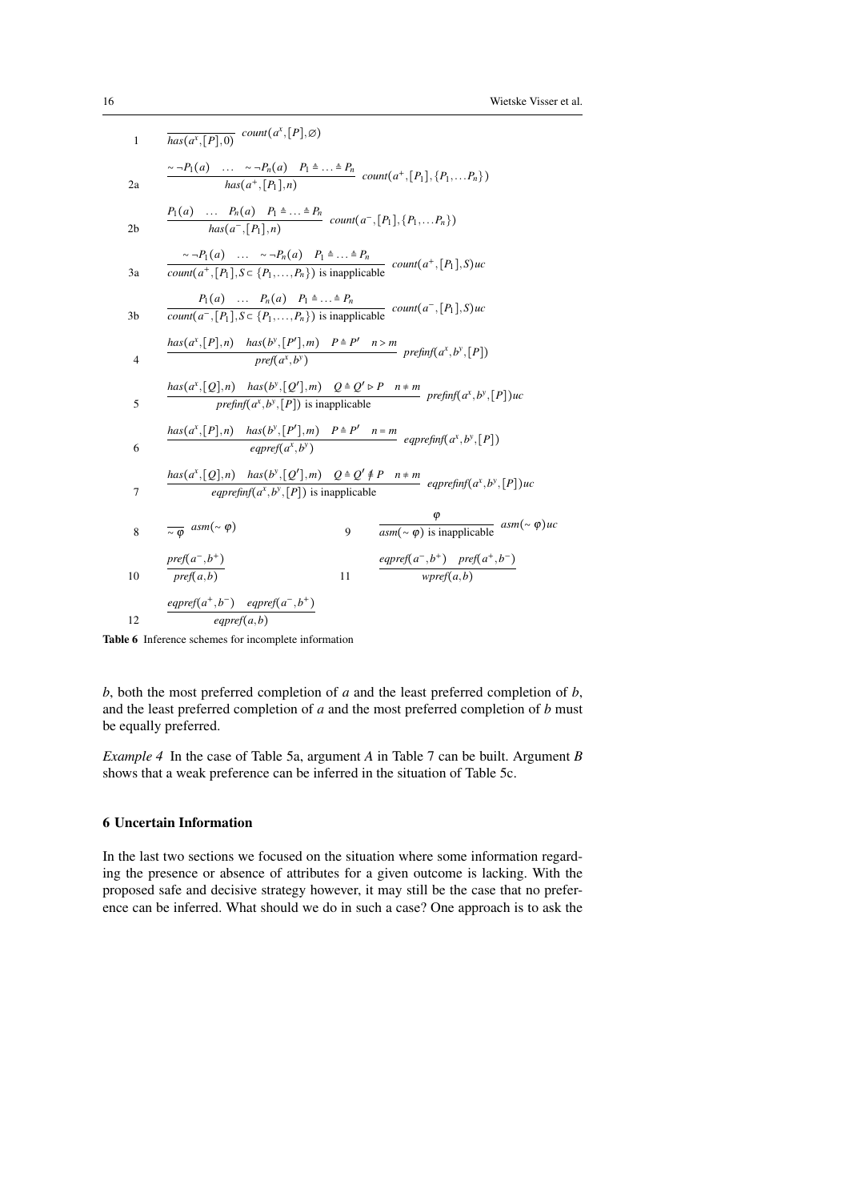| | |
|---|---|
| 1 | $\dfrac{}{has(a^x,[P],0)}\ count(a^x,[P],\varnothing)$ |
| 2a | $\dfrac{\sim\neg P_1(a) \quad \ldots \quad \sim\neg P_n(a) \quad P_1 \triangleq \ldots \triangleq P_n}{has(a^+,[P_1],n)}\ count(a^+,[P_1],\{P_1,\ldots P_n\})$ |
| 2b | $\dfrac{P_1(a) \quad \ldots \quad P_n(a) \quad P_1 \triangleq \ldots \triangleq P_n}{has(a^-,[P_1],n)}\ count(a^-,[P_1],\{P_1,\ldots P_n\})$ |
| 3a | $\dfrac{\sim\neg P_1(a) \quad \ldots \quad \sim\neg P_n(a) \quad P_1 \triangleq \ldots \triangleq P_n}{count(a^+,[P_1],S \subset \{P_1,\ldots,P_n\}) \text{ is inapplicable}}\ count(a^+,[P_1],S)uc$ |
| 3b | $\dfrac{P_1(a) \quad \ldots \quad P_n(a) \quad P_1 \triangleq \ldots \triangleq P_n}{count(a^-,[P_1],S \subset \{P_1,\ldots,P_n\}) \text{ is inapplicable}}\ count(a^-,[P_1],S)uc$ |
| 4 | $\dfrac{has(a^x,[P],n) \quad has(b^y,[P'],m) \quad P \triangleq P' \quad n > m}{pref(a^x,b^y)}\ prefinf(a^x,b^y,[P])$ |
| 5 | $\dfrac{has(a^x,[Q],n) \quad has(b^y,[Q'],m) \quad Q \triangleq Q' \rhd P \quad n \neq m}{prefinf(a^x,b^y,[P]) \text{ is inapplicable}}\ prefinf(a^x,b^y,[P])uc$ |
| 6 | $\dfrac{has(a^x,[P],n) \quad has(b^y,[P'],m) \quad P \triangleq P' \quad n = m}{eqpref(a^x,b^y)}\ eqprefinf(a^x,b^y,[P])$ |
| 7 | $\dfrac{has(a^x,[Q],n) \quad has(b^y,[Q'],m) \quad Q \triangleq Q' \ntrianglelefteq P \quad n \neq m}{eqprefinf(a^x,b^y,[P]) \text{ is inapplicable}}\ eqprefinf(a^x,b^y,[P])uc$ |
| 8 | $\dfrac{}{\sim\varphi}\ asm(\sim\varphi)$ |
| 9 | $\dfrac{\varphi}{asm(\sim\varphi) \text{ is inapplicable}}\ asm(\sim\varphi)uc$ |
| 10 | $\dfrac{pref(a^-,b^+)}{pref(a,b)}$ |
| 11 | $\dfrac{eqpref(a^-,b^+) \quad pref(a^+,b^-)}{wpref(a,b)}$ |
| 12 | $\dfrac{eqpref(a^+,b^-) \quad eqpref(a^-,b^+)}{eqpref(a,b)}$ |

**Table 6** Inference schemes for incomplete information

$b$, both the most preferred completion of $a$ and the least preferred completion of $b$, and the least preferred completion of $a$ and the most preferred completion of $b$ must be equally preferred.

*Example 4* In the case of Table 5a, argument $A$ in Table 7 can be built. Argument $B$ shows that a weak preference can be inferred in the situation of Table 5c.

## 6 Uncertain Information

In the last two sections we focused on the situation where some information regarding the presence or absence of attributes for a given outcome is lacking. With the proposed safe and decisive strategy however, it may still be the case that no preference can be inferred. What should we do in such a case? One approach is to ask the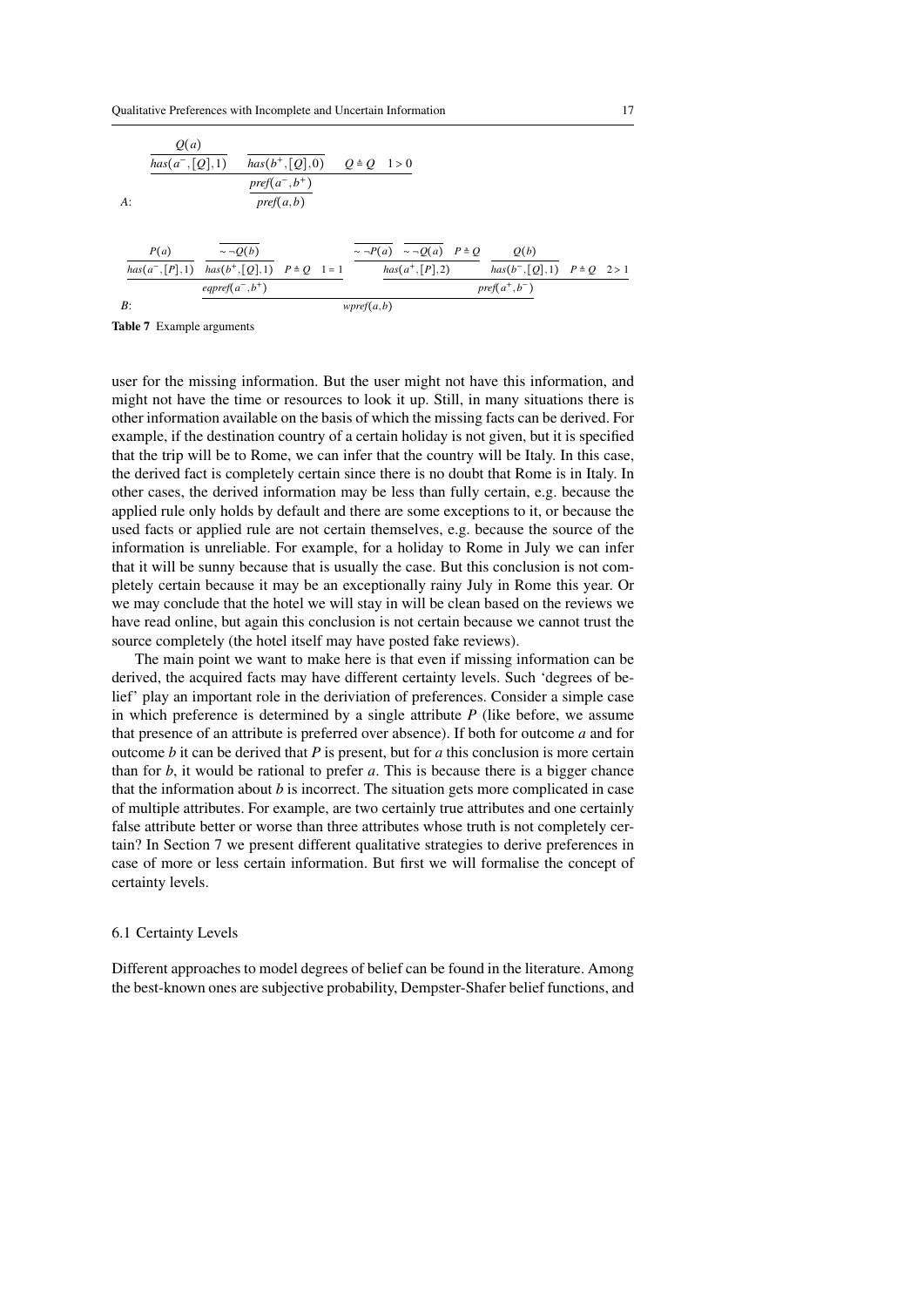$$
A: \quad \dfrac{\dfrac{\dfrac{Q(a)}{has(a^-,[Q],1)} \quad \overline{has(b^+,[Q],0)} \quad Q \triangleq Q \quad 1>0}{pref(a^-,b^+)}}{pref(a,b)}
$$

$$
B: \quad \dfrac{\dfrac{\dfrac{P(a)}{has(a^-,[P],1)} \quad \dfrac{\overline{\sim\neg Q(b)}}{has(b^+,[Q],1)} \quad P \triangleq Q \quad 1=1}{eqpref(a^-,b^+)} \quad \dfrac{\dfrac{\overline{\sim\neg P(a)} \quad \overline{\sim\neg Q(a)} \quad P \triangleq Q}{has(a^+,[P],2)} \quad \dfrac{Q(b)}{has(b^-,[Q],1)} \quad P \triangleq Q \quad 2>1}{pref(a^+,b^-)}}{wpref(a,b)}
$$

**Table 7** Example arguments

user for the missing information. But the user might not have this information, and might not have the time or resources to look it up. Still, in many situations there is other information available on the basis of which the missing facts can be derived. For example, if the destination country of a certain holiday is not given, but it is specified that the trip will be to Rome, we can infer that the country will be Italy. In this case, the derived fact is completely certain since there is no doubt that Rome is in Italy. In other cases, the derived information may be less than fully certain, e.g. because the applied rule only holds by default and there are some exceptions to it, or because the used facts or applied rule are not certain themselves, e.g. because the source of the information is unreliable. For example, for a holiday to Rome in July we can infer that it will be sunny because that is usually the case. But this conclusion is not completely certain because it may be an exceptionally rainy July in Rome this year. Or we may conclude that the hotel we will stay in will be clean based on the reviews we have read online, but again this conclusion is not certain because we cannot trust the source completely (the hotel itself may have posted fake reviews).

The main point we want to make here is that even if missing information can be derived, the acquired facts may have different certainty levels. Such 'degrees of belief' play an important role in the deriviation of preferences. Consider a simple case in which preference is determined by a single attribute $P$ (like before, we assume that presence of an attribute is preferred over absence). If both for outcome $a$ and for outcome $b$ it can be derived that $P$ is present, but for $a$ this conclusion is more certain than for $b$, it would be rational to prefer $a$. This is because there is a bigger chance that the information about $b$ is incorrect. The situation gets more complicated in case of multiple attributes. For example, are two certainly true attributes and one certainly false attribute better or worse than three attributes whose truth is not completely certain? In Section 7 we present different qualitative strategies to derive preferences in case of more or less certain information. But first we will formalise the concept of certainty levels.

### 6.1 Certainty Levels

Different approaches to model degrees of belief can be found in the literature. Among the best-known ones are subjective probability, Dempster-Shafer belief functions, and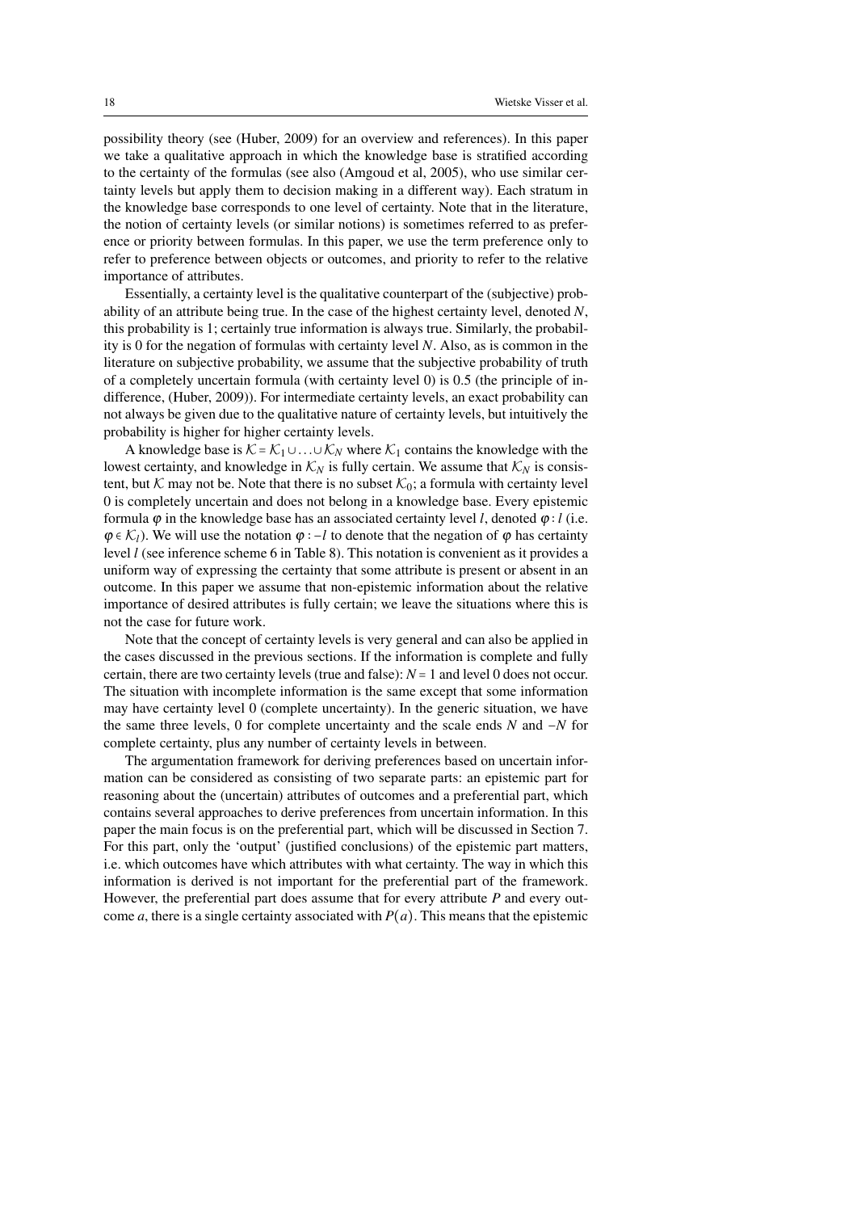possibility theory (see (Huber, 2009) for an overview and references). In this paper we take a qualitative approach in which the knowledge base is stratified according to the certainty of the formulas (see also (Amgoud et al, 2005), who use similar certainty levels but apply them to decision making in a different way). Each stratum in the knowledge base corresponds to one level of certainty. Note that in the literature, the notion of certainty levels (or similar notions) is sometimes referred to as preference or priority between formulas. In this paper, we use the term preference only to refer to preference between objects or outcomes, and priority to refer to the relative importance of attributes.

Essentially, a certainty level is the qualitative counterpart of the (subjective) probability of an attribute being true. In the case of the highest certainty level, denoted $N$, this probability is 1; certainly true information is always true. Similarly, the probability is 0 for the negation of formulas with certainty level $N$. Also, as is common in the literature on subjective probability, we assume that the subjective probability of truth of a completely uncertain formula (with certainty level 0) is 0.5 (the principle of indifference, (Huber, 2009)). For intermediate certainty levels, an exact probability can not always be given due to the qualitative nature of certainty levels, but intuitively the probability is higher for higher certainty levels.

A knowledge base is $\mathcal{K} = \mathcal{K}_1 \cup \ldots \cup \mathcal{K}_N$ where $\mathcal{K}_1$ contains the knowledge with the lowest certainty, and knowledge in $\mathcal{K}_N$ is fully certain. We assume that $\mathcal{K}_N$ is consistent, but $\mathcal{K}$ may not be. Note that there is no subset $\mathcal{K}_0$; a formula with certainty level 0 is completely uncertain and does not belong in a knowledge base. Every epistemic formula $\varphi$ in the knowledge base has an associated certainty level $l$, denoted $\varphi : l$ (i.e. $\varphi \in \mathcal{K}_l$). We will use the notation $\varphi : -l$ to denote that the negation of $\varphi$ has certainty level $l$ (see inference scheme 6 in Table 8). This notation is convenient as it provides a uniform way of expressing the certainty that some attribute is present or absent in an outcome. In this paper we assume that non-epistemic information about the relative importance of desired attributes is fully certain; we leave the situations where this is not the case for future work.

Note that the concept of certainty levels is very general and can also be applied in the cases discussed in the previous sections. If the information is complete and fully certain, there are two certainty levels (true and false): $N = 1$ and level 0 does not occur. The situation with incomplete information is the same except that some information may have certainty level 0 (complete uncertainty). In the generic situation, we have the same three levels, 0 for complete uncertainty and the scale ends $N$ and $-N$ for complete certainty, plus any number of certainty levels in between.

The argumentation framework for deriving preferences based on uncertain information can be considered as consisting of two separate parts: an epistemic part for reasoning about the (uncertain) attributes of outcomes and a preferential part, which contains several approaches to derive preferences from uncertain information. In this paper the main focus is on the preferential part, which will be discussed in Section 7. For this part, only the 'output' (justified conclusions) of the epistemic part matters, i.e. which outcomes have which attributes with what certainty. The way in which this information is derived is not important for the preferential part of the framework. However, the preferential part does assume that for every attribute $P$ and every outcome $a$, there is a single certainty associated with $P(a)$. This means that the epistemic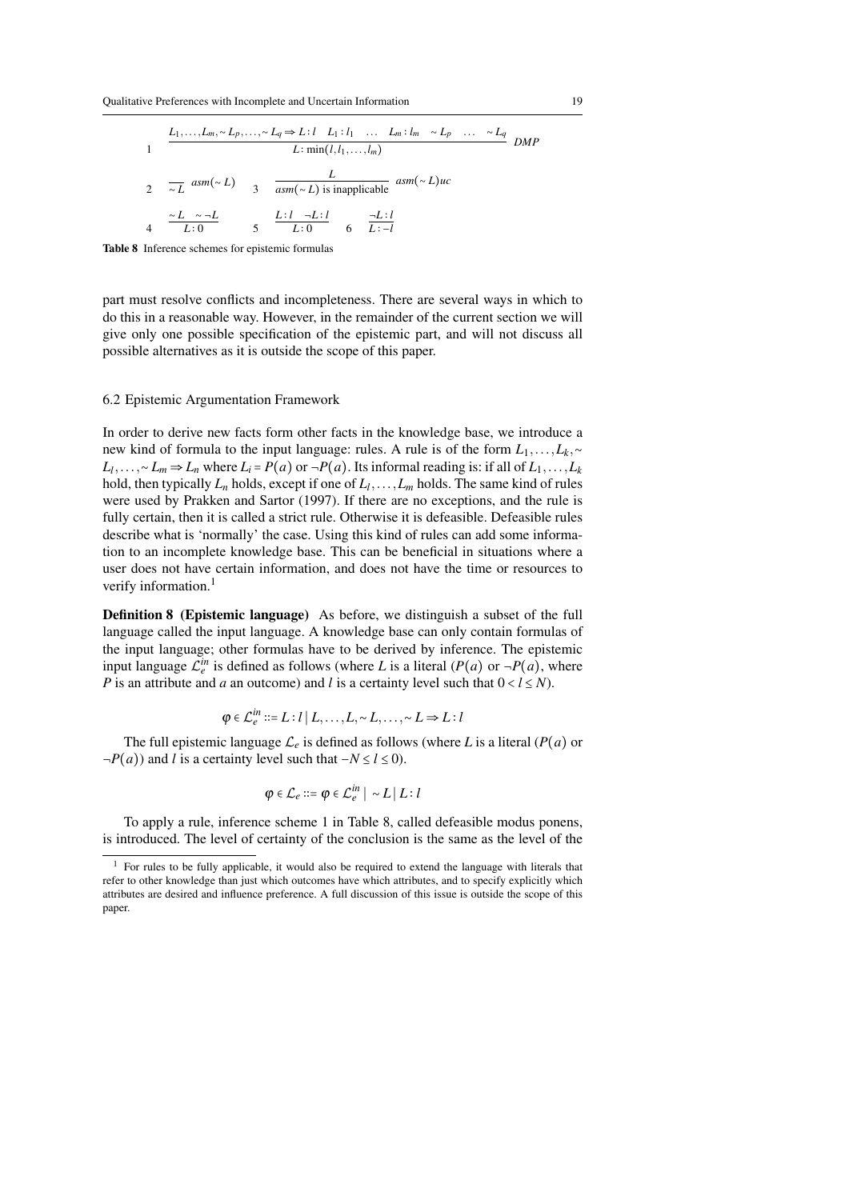| | | | | | |
|---|---|---|---|---|---|
| 1 | $\dfrac{L_1,\ldots,L_m,\sim L_p,\ldots,\sim L_q \Rightarrow L:l \quad L_1:l_1 \quad \ldots \quad L_m:l_m \quad \sim L_p \quad \ldots \quad \sim L_q}{L:\min(l,l_1,\ldots,l_m)}$ *DMP* | | | | |
| 2 | $\dfrac{}{\sim L}$ $asm(\sim L)$ | 3 | $\dfrac{L}{asm(\sim L) \text{ is inapplicable}}$ $asm(\sim L)uc$ | | |
| 4 | $\dfrac{\sim L \quad \sim \neg L}{L:0}$ | 5 | $\dfrac{L:l \quad \neg L:l}{L:0}$ | 6 | $\dfrac{\neg L:l}{L:-l}$ |

**Table 8** Inference schemes for epistemic formulas

part must resolve conflicts and incompleteness. There are several ways in which to do this in a reasonable way. However, in the remainder of the current section we will give only one possible specification of the epistemic part, and will not discuss all possible alternatives as it is outside the scope of this paper.

### 6.2 Epistemic Argumentation Framework

In order to derive new facts form other facts in the knowledge base, we introduce a new kind of formula to the input language: rules. A rule is of the form $L_1,\ldots,L_k,\sim L_l,\ldots,\sim L_m \Rightarrow L_n$ where $L_i = P(a)$ or $\neg P(a)$. Its informal reading is: if all of $L_1,\ldots,L_k$ hold, then typically $L_n$ holds, except if one of $L_l,\ldots,L_m$ holds. The same kind of rules were used by Prakken and Sartor (1997). If there are no exceptions, and the rule is fully certain, then it is called a strict rule. Otherwise it is defeasible. Defeasible rules describe what is 'normally' the case. Using this kind of rules can add some information to an incomplete knowledge base. This can be beneficial in situations where a user does not have certain information, and does not have the time or resources to verify information.[1]

**Definition 8 (Epistemic language)** As before, we distinguish a subset of the full language called the input language. A knowledge base can only contain formulas of the input language; other formulas have to be derived by inference. The epistemic input language $\mathcal{L}_e^{in}$ is defined as follows (where $L$ is a literal ($P(a)$ or $\neg P(a)$, where $P$ is an attribute and $a$ an outcome) and $l$ is a certainty level such that $0 < l \leq N$).

$$\varphi \in \mathcal{L}_e^{in} ::= L:l \mid L,\ldots,L,\sim L,\ldots,\sim L \Rightarrow L:l$$

The full epistemic language $\mathcal{L}_e$ is defined as follows (where $L$ is a literal ($P(a)$ or $\neg P(a)$) and $l$ is a certainty level such that $-N \leq l \leq 0$).

$$\varphi \in \mathcal{L}_e ::= \varphi \in \mathcal{L}_e^{in} \mid \sim L \mid L:l$$

To apply a rule, inference scheme 1 in Table 8, called defeasible modus ponens, is introduced. The level of certainty of the conclusion is the same as the level of the

[1] For rules to be fully applicable, it would also be required to extend the language with literals that refer to other knowledge than just which outcomes have which attributes, and to specify explicitly which attributes are desired and influence preference. A full discussion of this issue is outside the scope of this paper.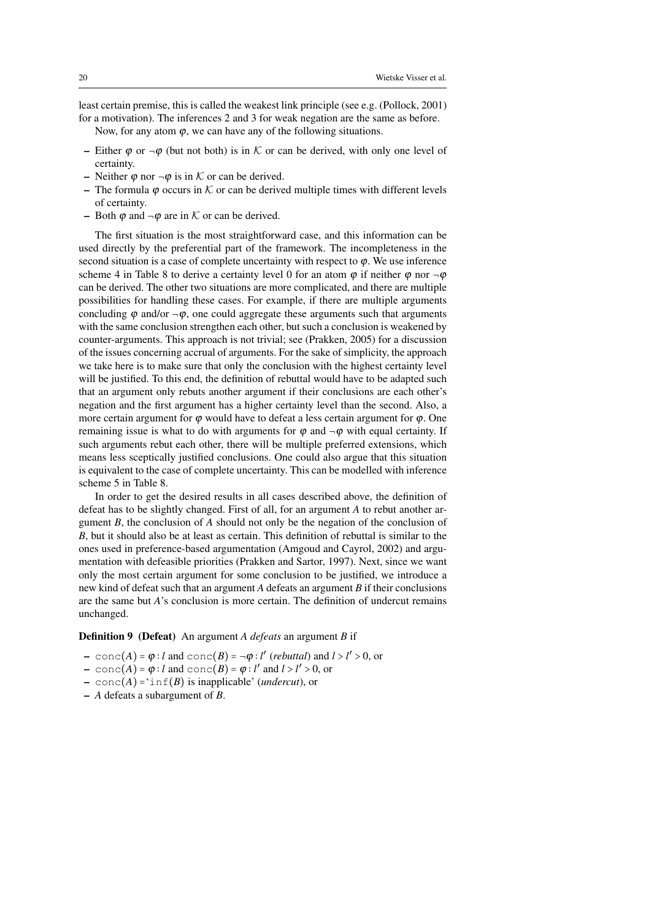least certain premise, this is called the weakest link principle (see e.g. (Pollock, 2001) for a motivation). The inferences 2 and 3 for weak negation are the same as before.

Now, for any atom $\varphi$, we can have any of the following situations.

- Either $\varphi$ or $\neg\varphi$ (but not both) is in $\mathcal{K}$ or can be derived, with only one level of certainty.
- Neither $\varphi$ nor $\neg\varphi$ is in $\mathcal{K}$ or can be derived.
- The formula $\varphi$ occurs in $\mathcal{K}$ or can be derived multiple times with different levels of certainty.
- Both $\varphi$ and $\neg\varphi$ are in $\mathcal{K}$ or can be derived.

The first situation is the most straightforward case, and this information can be used directly by the preferential part of the framework. The incompleteness in the second situation is a case of complete uncertainty with respect to $\varphi$. We use inference scheme 4 in Table 8 to derive a certainty level 0 for an atom $\varphi$ if neither $\varphi$ nor $\neg\varphi$ can be derived. The other two situations are more complicated, and there are multiple possibilities for handling these cases. For example, if there are multiple arguments concluding $\varphi$ and/or $\neg\varphi$, one could aggregate these arguments such that arguments with the same conclusion strengthen each other, but such a conclusion is weakened by counter-arguments. This approach is not trivial; see (Prakken, 2005) for a discussion of the issues concerning accrual of arguments. For the sake of simplicity, the approach we take here is to make sure that only the conclusion with the highest certainty level will be justified. To this end, the definition of rebuttal would have to be adapted such that an argument only rebuts another argument if their conclusions are each other's negation and the first argument has a higher certainty level than the second. Also, a more certain argument for $\varphi$ would have to defeat a less certain argument for $\varphi$. One remaining issue is what to do with arguments for $\varphi$ and $\neg\varphi$ with equal certainty. If such arguments rebut each other, there will be multiple preferred extensions, which means less sceptically justified conclusions. One could also argue that this situation is equivalent to the case of complete uncertainty. This can be modelled with inference scheme 5 in Table 8.

In order to get the desired results in all cases described above, the definition of defeat has to be slightly changed. First of all, for an argument *A* to rebut another argument *B*, the conclusion of *A* should not only be the negation of the conclusion of *B*, but it should also be at least as certain. This definition of rebuttal is similar to the ones used in preference-based argumentation (Amgoud and Cayrol, 2002) and argumentation with defeasible priorities (Prakken and Sartor, 1997). Next, since we want only the most certain argument for some conclusion to be justified, we introduce a new kind of defeat such that an argument *A* defeats an argument *B* if their conclusions are the same but *A*'s conclusion is more certain. The definition of undercut remains unchanged.

**Definition 9 (Defeat)** An argument *A* *defeats* an argument *B* if

- $\mathtt{conc}(A) = \varphi : l$ and $\mathtt{conc}(B) = \neg\varphi : l'$ (*rebuttal*) and $l > l' > 0$, or
- $\mathtt{conc}(A) = \varphi : l$ and $\mathtt{conc}(B) = \varphi : l'$ and $l > l' > 0$, or
- $\mathtt{conc}(A) =$ '$\mathtt{inf}(B)$ is inapplicable' (*undercut*), or
- *A* defeats a subargument of *B*.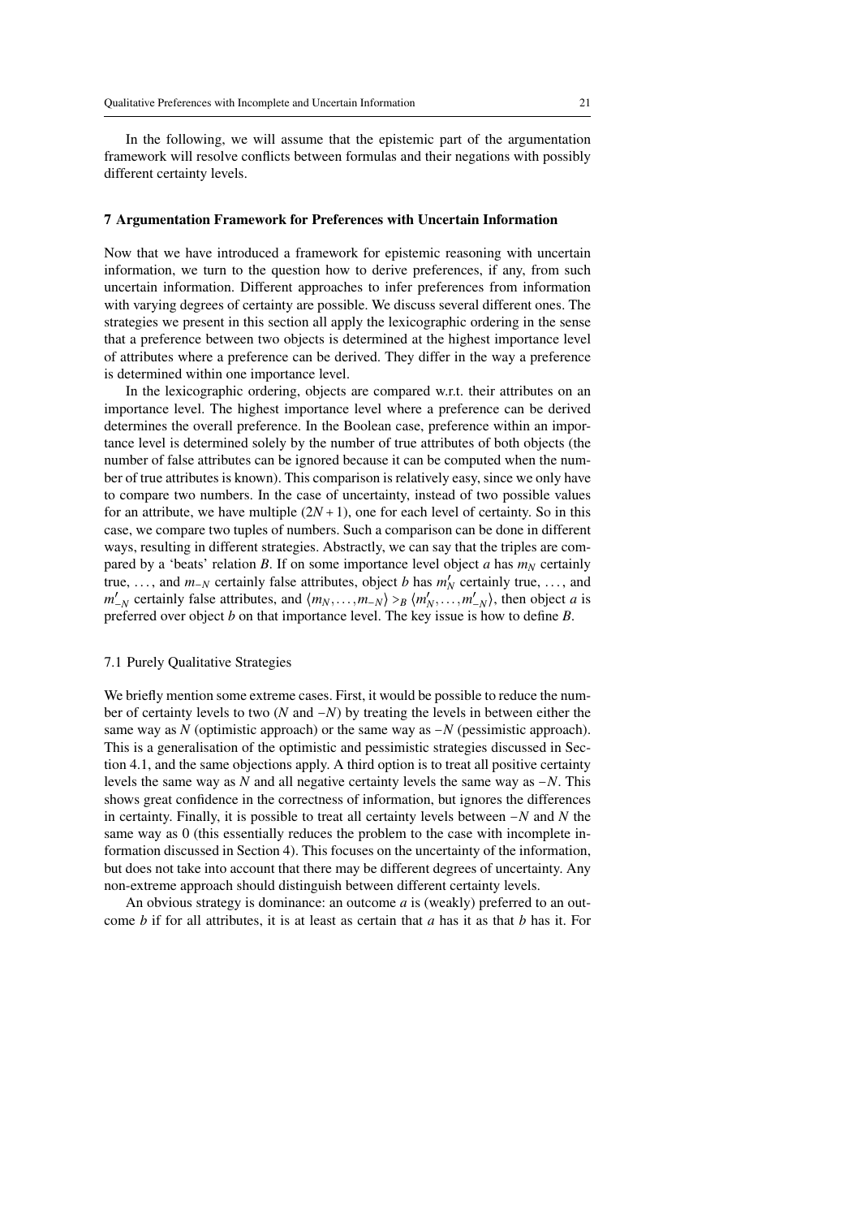In the following, we will assume that the epistemic part of the argumentation framework will resolve conflicts between formulas and their negations with possibly different certainty levels.

## 7 Argumentation Framework for Preferences with Uncertain Information

Now that we have introduced a framework for epistemic reasoning with uncertain information, we turn to the question how to derive preferences, if any, from such uncertain information. Different approaches to infer preferences from information with varying degrees of certainty are possible. We discuss several different ones. The strategies we present in this section all apply the lexicographic ordering in the sense that a preference between two objects is determined at the highest importance level of attributes where a preference can be derived. They differ in the way a preference is determined within one importance level.

In the lexicographic ordering, objects are compared w.r.t. their attributes on an importance level. The highest importance level where a preference can be derived determines the overall preference. In the Boolean case, preference within an importance level is determined solely by the number of true attributes of both objects (the number of false attributes can be ignored because it can be computed when the number of true attributes is known). This comparison is relatively easy, since we only have to compare two numbers. In the case of uncertainty, instead of two possible values for an attribute, we have multiple $(2N+1)$, one for each level of certainty. So in this case, we compare two tuples of numbers. Such a comparison can be done in different ways, resulting in different strategies. Abstractly, we can say that the triples are compared by a 'beats' relation $B$. If on some importance level object $a$ has $m_N$ certainly true, ..., and $m_{-N}$ certainly false attributes, object $b$ has $m'_N$ certainly true, ..., and $m'_{-N}$ certainly false attributes, and $\langle m_N, \ldots, m_{-N} \rangle >_B \langle m'_N, \ldots, m'_{-N} \rangle$, then object $a$ is preferred over object $b$ on that importance level. The key issue is how to define $B$.

### 7.1 Purely Qualitative Strategies

We briefly mention some extreme cases. First, it would be possible to reduce the number of certainty levels to two ($N$ and $-N$) by treating the levels in between either the same way as $N$ (optimistic approach) or the same way as $-N$ (pessimistic approach). This is a generalisation of the optimistic and pessimistic strategies discussed in Section 4.1, and the same objections apply. A third option is to treat all positive certainty levels the same way as $N$ and all negative certainty levels the same way as $-N$. This shows great confidence in the correctness of information, but ignores the differences in certainty. Finally, it is possible to treat all certainty levels between $-N$ and $N$ the same way as 0 (this essentially reduces the problem to the case with incomplete information discussed in Section 4). This focuses on the uncertainty of the information, but does not take into account that there may be different degrees of uncertainty. Any non-extreme approach should distinguish between different certainty levels.

An obvious strategy is dominance: an outcome $a$ is (weakly) preferred to an outcome $b$ if for all attributes, it is at least as certain that $a$ has it as that $b$ has it. For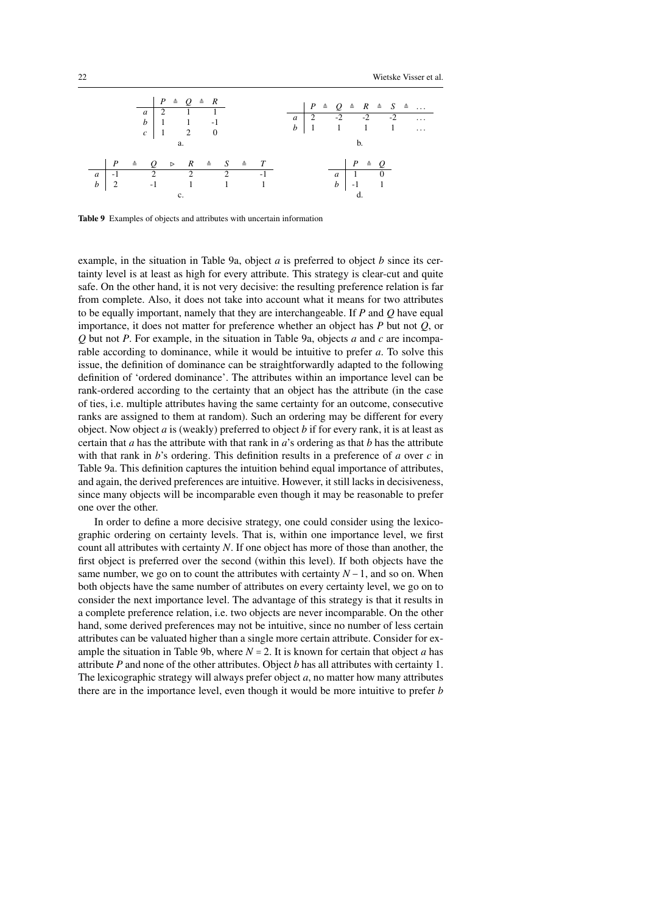|   | $P$ | $\triangleq$ | $Q$ | $\triangleq$ | $R$ |
|---|---|---|---|---|---|
| $a$ | 2 | | 1 | | 1 |
| $b$ | 1 | | 1 | | -1 |
| $c$ | 1 | | 2 | | 0 |

a.

|   | $P$ | $\triangleq$ | $Q$ | $\triangleq$ | $R$ | $\triangleq$ | $S$ | $\triangleq$ | ... |
|---|---|---|---|---|---|---|---|---|---|
| $a$ | 2 | | -2 | | -2 | | -2 | | ... |
| $b$ | 1 | | 1 | | 1 | | 1 | | ... |

b.

|   | $P$ | $\triangleq$ | $Q$ | $\triangleright$ | $R$ | $\triangleq$ | $S$ | $\triangleq$ | $T$ |
|---|---|---|---|---|---|---|---|---|---|
| $a$ | -1 | | 2 | | 2 | | 2 | | -1 |
| $b$ | 2 | | -1 | | 1 | | 1 | | 1 |

c.

|   | $P$ | $\triangleq$ | $Q$ |
|---|---|---|---|
| $a$ | 1 | | 0 |
| $b$ | -1 | | 1 |

d.

**Table 9** Examples of objects and attributes with uncertain information

example, in the situation in Table 9a, object $a$ is preferred to object $b$ since its certainty level is at least as high for every attribute. This strategy is clear-cut and quite safe. On the other hand, it is not very decisive: the resulting preference relation is far from complete. Also, it does not take into account what it means for two attributes to be equally important, namely that they are interchangeable. If $P$ and $Q$ have equal importance, it does not matter for preference whether an object has $P$ but not $Q$, or $Q$ but not $P$. For example, in the situation in Table 9a, objects $a$ and $c$ are incomparable according to dominance, while it would be intuitive to prefer $a$. To solve this issue, the definition of dominance can be straightforwardly adapted to the following definition of 'ordered dominance'. The attributes within an importance level can be rank-ordered according to the certainty that an object has the attribute (in the case of ties, i.e. multiple attributes having the same certainty for an outcome, consecutive ranks are assigned to them at random). Such an ordering may be different for every object. Now object $a$ is (weakly) preferred to object $b$ if for every rank, it is at least as certain that $a$ has the attribute with that rank in $a$'s ordering as that $b$ has the attribute with that rank in $b$'s ordering. This definition results in a preference of $a$ over $c$ in Table 9a. This definition captures the intuition behind equal importance of attributes, and again, the derived preferences are intuitive. However, it still lacks in decisiveness, since many objects will be incomparable even though it may be reasonable to prefer one over the other.

In order to define a more decisive strategy, one could consider using the lexicographic ordering on certainty levels. That is, within one importance level, we first count all attributes with certainty $N$. If one object has more of those than another, the first object is preferred over the second (within this level). If both objects have the same number, we go on to count the attributes with certainty $N-1$, and so on. When both objects have the same number of attributes on every certainty level, we go on to consider the next importance level. The advantage of this strategy is that it results in a complete preference relation, i.e. two objects are never incomparable. On the other hand, some derived preferences may not be intuitive, since no number of less certain attributes can be valuated higher than a single more certain attribute. Consider for example the situation in Table 9b, where $N = 2$. It is known for certain that object $a$ has attribute $P$ and none of the other attributes. Object $b$ has all attributes with certainty 1. The lexicographic strategy will always prefer object $a$, no matter how many attributes there are in the importance level, even though it would be more intuitive to prefer $b$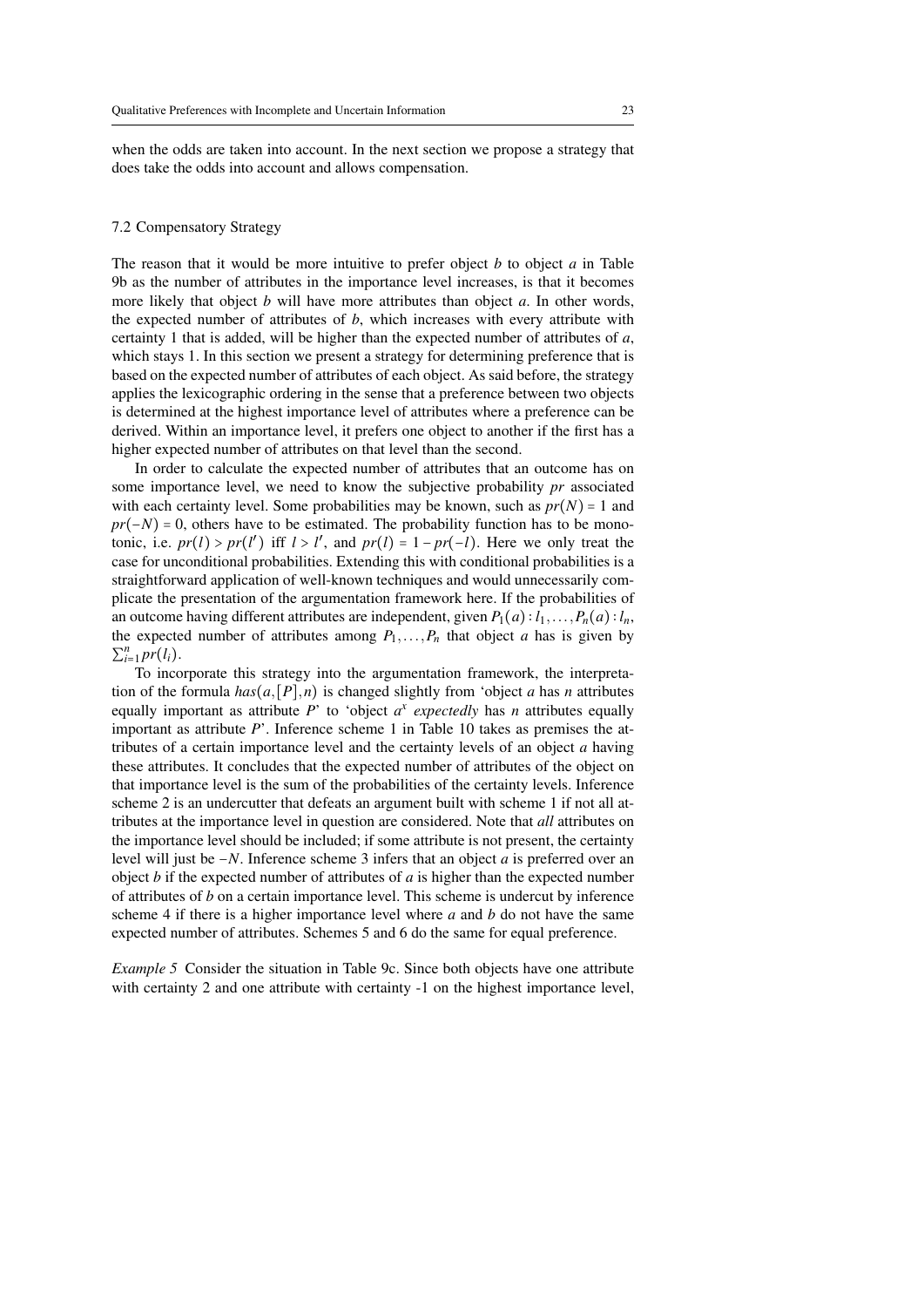when the odds are taken into account. In the next section we propose a strategy that does take the odds into account and allows compensation.

### 7.2 Compensatory Strategy

The reason that it would be more intuitive to prefer object $b$ to object $a$ in Table 9b as the number of attributes in the importance level increases, is that it becomes more likely that object $b$ will have more attributes than object $a$. In other words, the expected number of attributes of $b$, which increases with every attribute with certainty 1 that is added, will be higher than the expected number of attributes of $a$, which stays 1. In this section we present a strategy for determining preference that is based on the expected number of attributes of each object. As said before, the strategy applies the lexicographic ordering in the sense that a preference between two objects is determined at the highest importance level of attributes where a preference can be derived. Within an importance level, it prefers one object to another if the first has a higher expected number of attributes on that level than the second.

In order to calculate the expected number of attributes that an outcome has on some importance level, we need to know the subjective probability $pr$ associated with each certainty level. Some probabilities may be known, such as $pr(N) = 1$ and $pr(-N) = 0$, others have to be estimated. The probability function has to be monotonic, i.e. $pr(l) > pr(l')$ iff $l > l'$, and $pr(l) = 1 - pr(-l)$. Here we only treat the case for unconditional probabilities. Extending this with conditional probabilities is a straightforward application of well-known techniques and would unnecessarily complicate the presentation of the argumentation framework here. If the probabilities of an outcome having different attributes are independent, given $P_1(a) : l_1, \ldots, P_n(a) : l_n$, the expected number of attributes among $P_1, \ldots, P_n$ that object $a$ has is given by $\sum_{i=1}^{n} pr(l_i)$.

To incorporate this strategy into the argumentation framework, the interpretation of the formula $has(a, [P], n)$ is changed slightly from 'object $a$ has $n$ attributes equally important as attribute $P$' to 'object $a^x$ *expectedly* has $n$ attributes equally important as attribute $P$'. Inference scheme 1 in Table 10 takes as premises the attributes of a certain importance level and the certainty levels of an object $a$ having these attributes. It concludes that the expected number of attributes of the object on that importance level is the sum of the probabilities of the certainty levels. Inference scheme 2 is an undercutter that defeats an argument built with scheme 1 if not all attributes at the importance level in question are considered. Note that *all* attributes on the importance level should be included; if some attribute is not present, the certainty level will just be $-N$. Inference scheme 3 infers that an object $a$ is preferred over an object $b$ if the expected number of attributes of $a$ is higher than the expected number of attributes of $b$ on a certain importance level. This scheme is undercut by inference scheme 4 if there is a higher importance level where $a$ and $b$ do not have the same expected number of attributes. Schemes 5 and 6 do the same for equal preference.

*Example 5* Consider the situation in Table 9c. Since both objects have one attribute with certainty 2 and one attribute with certainty -1 on the highest importance level,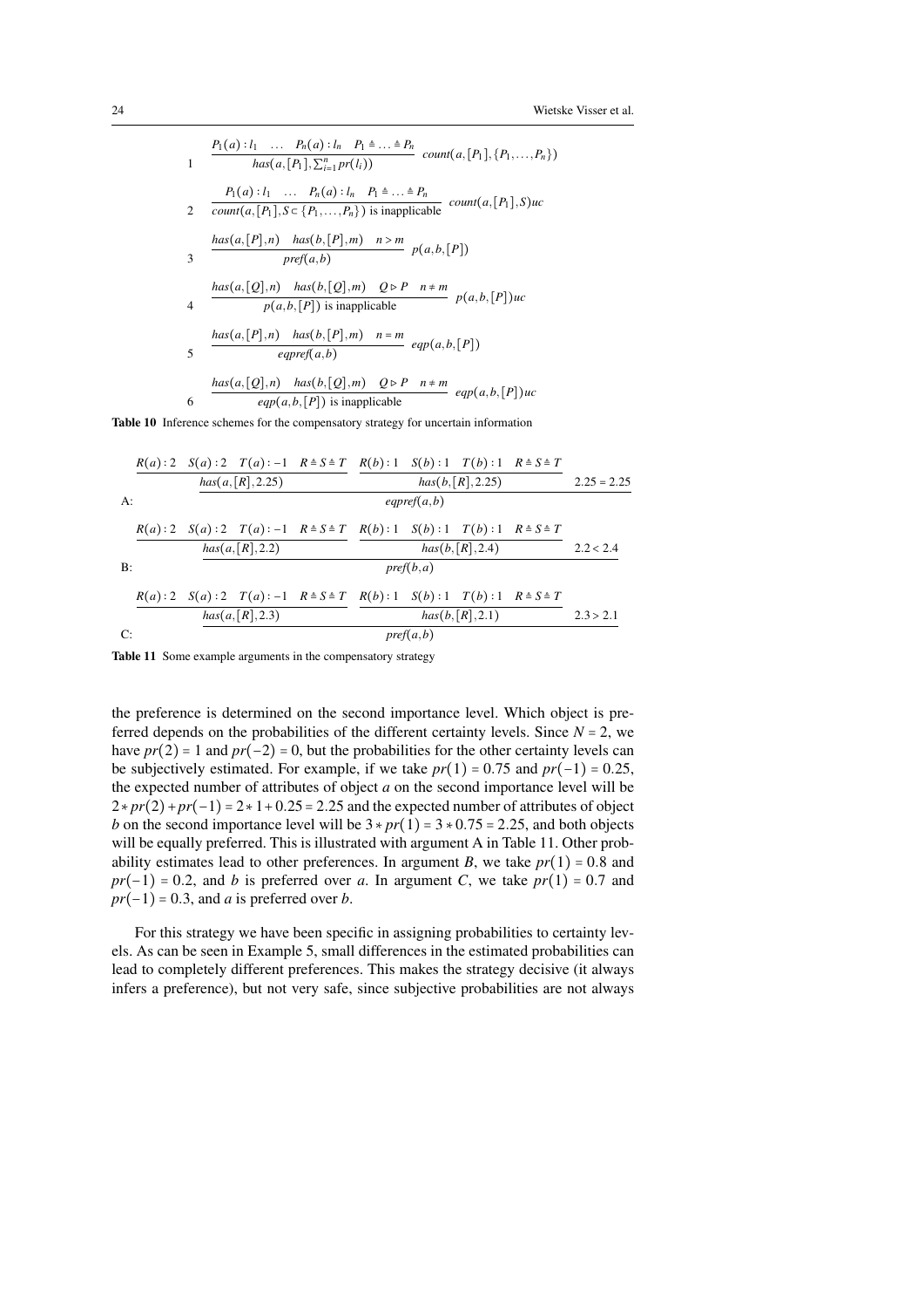| | | |
|---|---|---|
| 1 | $\dfrac{P_1(a):l_1 \quad \ldots \quad P_n(a):l_n \quad P_1 \triangleq \ldots \triangleq P_n}{has(a,[P_1],\sum_{i=1}^{n} pr(l_i))}$ | $count(a,[P_1],\{P_1,\ldots,P_n\})$ |
| 2 | $\dfrac{P_1(a):l_1 \quad \ldots \quad P_n(a):l_n \quad P_1 \triangleq \ldots \triangleq P_n}{count(a,[P_1],S \subset \{P_1,\ldots,P_n\}) \text{ is inapplicable}}$ | $count(a,[P_1],S)uc$ |
| 3 | $\dfrac{has(a,[P],n) \quad has(b,[P],m) \quad n > m}{pref(a,b)}$ | $p(a,b,[P])$ |
| 4 | $\dfrac{has(a,[Q],n) \quad has(b,[Q],m) \quad Q \triangleright P \quad n \neq m}{p(a,b,[P]) \text{ is inapplicable}}$ | $p(a,b,[P])uc$ |
| 5 | $\dfrac{has(a,[P],n) \quad has(b,[P],m) \quad n = m}{eqpref(a,b)}$ | $eqp(a,b,[P])$ |
| 6 | $\dfrac{has(a,[Q],n) \quad has(b,[Q],m) \quad Q \triangleright P \quad n \neq m}{eqp(a,b,[P]) \text{ is inapplicable}}$ | $eqp(a,b,[P])uc$ |

**Table 10** Inference schemes for the compensatory strategy for uncertain information

A:
$$\dfrac{\dfrac{R(a):2 \quad S(a):2 \quad T(a):-1 \quad R \triangleq S \triangleq T}{has(a,[R],2.25)} \quad \dfrac{R(b):1 \quad S(b):1 \quad T(b):1 \quad R \triangleq S \triangleq T}{has(b,[R],2.25)} \quad 2.25 = 2.25}{eqpref(a,b)}$$

B:
$$\dfrac{\dfrac{R(a):2 \quad S(a):2 \quad T(a):-1 \quad R \triangleq S \triangleq T}{has(a,[R],2.2)} \quad \dfrac{R(b):1 \quad S(b):1 \quad T(b):1 \quad R \triangleq S \triangleq T}{has(b,[R],2.4)} \quad 2.2 < 2.4}{pref(b,a)}$$

C:
$$\dfrac{\dfrac{R(a):2 \quad S(a):2 \quad T(a):-1 \quad R \triangleq S \triangleq T}{has(a,[R],2.3)} \quad \dfrac{R(b):1 \quad S(b):1 \quad T(b):1 \quad R \triangleq S \triangleq T}{has(b,[R],2.1)} \quad 2.3 > 2.1}{pref(a,b)}$$

**Table 11** Some example arguments in the compensatory strategy

the preference is determined on the second importance level. Which object is preferred depends on the probabilities of the different certainty levels. Since $N = 2$, we have $pr(2) = 1$ and $pr(-2) = 0$, but the probabilities for the other certainty levels can be subjectively estimated. For example, if we take $pr(1) = 0.75$ and $pr(-1) = 0.25$, the expected number of attributes of object $a$ on the second importance level will be $2 * pr(2) + pr(-1) = 2 * 1 + 0.25 = 2.25$ and the expected number of attributes of object $b$ on the second importance level will be $3 * pr(1) = 3 * 0.75 = 2.25$, and both objects will be equally preferred. This is illustrated with argument A in Table 11. Other probability estimates lead to other preferences. In argument $B$, we take $pr(1) = 0.8$ and $pr(-1) = 0.2$, and $b$ is preferred over $a$. In argument $C$, we take $pr(1) = 0.7$ and $pr(-1) = 0.3$, and $a$ is preferred over $b$.

For this strategy we have been specific in assigning probabilities to certainty levels. As can be seen in Example 5, small differences in the estimated probabilities can lead to completely different preferences. This makes the strategy decisive (it always infers a preference), but not very safe, since subjective probabilities are not always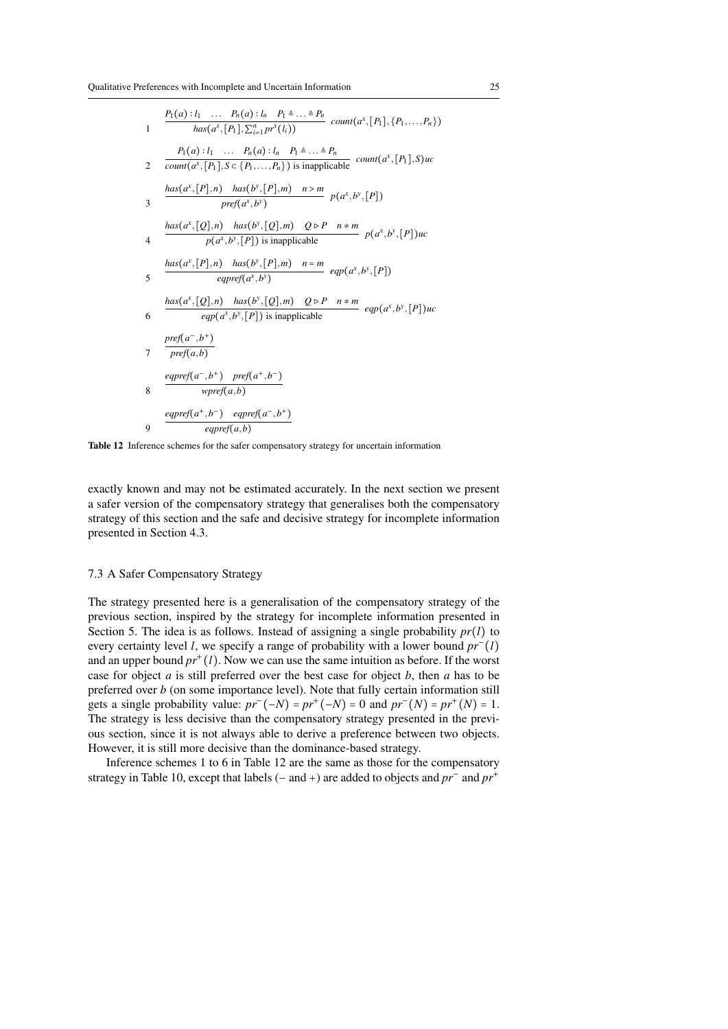| | |
|---|---|
| 1 | $\dfrac{P_1(a):l_1 \quad \dots \quad P_n(a):l_n \quad P_1 \triangleq \dots \triangleq P_n}{has(a^x,[P_1],\sum_{i=1}^n pr^x(l_i))}$ $count(a^x,[P_1],\{P_1,\dots,P_n\})$ |
| 2 | $\dfrac{P_1(a):l_1 \quad \dots \quad P_n(a):l_n \quad P_1 \triangleq \dots \triangleq P_n}{count(a^x,[P_1],S \subset \{P_1,\dots,P_n\}) \text{ is inapplicable}}$ $count(a^x,[P_1],S)uc$ |
| 3 | $\dfrac{has(a^x,[P],n) \quad has(b^y,[P],m) \quad n > m}{pref(a^x,b^y)}$ $p(a^x,b^y,[P])$ |
| 4 | $\dfrac{has(a^x,[Q],n) \quad has(b^y,[Q],m) \quad Q \rhd P \quad n \neq m}{p(a^x,b^y,[P]) \text{ is inapplicable}}$ $p(a^x,b^y,[P])uc$ |
| 5 | $\dfrac{has(a^x,[P],n) \quad has(b^y,[P],m) \quad n = m}{eqpref(a^x,b^y)}$ $eqp(a^x,b^y,[P])$ |
| 6 | $\dfrac{has(a^x,[Q],n) \quad has(b^y,[Q],m) \quad Q \rhd P \quad n \neq m}{eqp(a^x,b^y,[P]) \text{ is inapplicable}}$ $eqp(a^x,b^y,[P])uc$ |
| 7 | $\dfrac{pref(a^-,b^+)}{pref(a,b)}$ |
| 8 | $\dfrac{eqpref(a^-,b^+) \quad pref(a^+,b^-)}{wpref(a,b)}$ |
| 9 | $\dfrac{eqpref(a^+,b^-) \quad eqpref(a^-,b^+)}{eqpref(a,b)}$ |

**Table 12** Inference schemes for the safer compensatory strategy for uncertain information

exactly known and may not be estimated accurately. In the next section we present a safer version of the compensatory strategy that generalises both the compensatory strategy of this section and the safe and decisive strategy for incomplete information presented in Section 4.3.

### 7.3 A Safer Compensatory Strategy

The strategy presented here is a generalisation of the compensatory strategy of the previous section, inspired by the strategy for incomplete information presented in Section 5. The idea is as follows. Instead of assigning a single probability $pr(l)$ to every certainty level $l$, we specify a range of probability with a lower bound $pr^-(l)$ and an upper bound $pr^+(l)$. Now we can use the same intuition as before. If the worst case for object $a$ is still preferred over the best case for object $b$, then $a$ has to be preferred over $b$ (on some importance level). Note that fully certain information still gets a single probability value: $pr^-(-N) = pr^+(-N) = 0$ and $pr^-(N) = pr^+(N) = 1$. The strategy is less decisive than the compensatory strategy presented in the previous section, since it is not always able to derive a preference between two objects. However, it is still more decisive than the dominance-based strategy.

Inference schemes 1 to 6 in Table 12 are the same as those for the compensatory strategy in Table 10, except that labels ($-$ and $+$) are added to objects and $pr^-$ and $pr^+$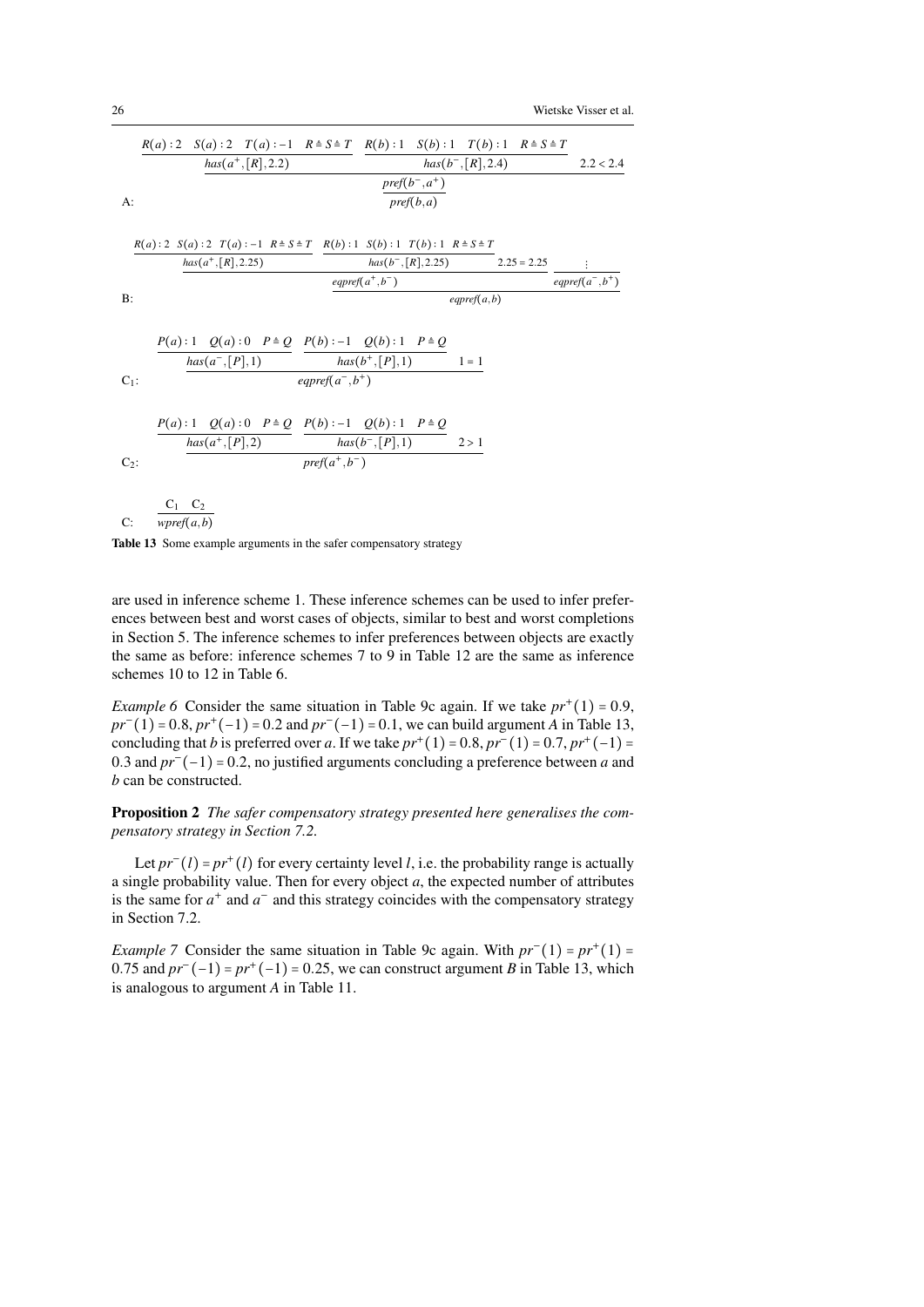A:

$$\dfrac{\dfrac{R(a):2 \quad S(a):2 \quad T(a):-1 \quad R \triangleq S \triangleq T}{has(a^+,[R],2.2)} \quad \dfrac{R(b):1 \quad S(b):1 \quad T(b):1 \quad R \triangleq S \triangleq T}{has(b^-,[R],2.4)} \quad 2.2 < 2.4}{\dfrac{pref(b^-,a^+)}{pref(b,a)}}$$

B:

$$\dfrac{\dfrac{\dfrac{R(a):2 \quad S(a):2 \quad T(a):-1 \quad R \triangleq S \triangleq T}{has(a^+,[R],2.25)} \quad \dfrac{R(b):1 \quad S(b):1 \quad T(b):1 \quad R \triangleq S \triangleq T}{has(b^-,[R],2.25)} \quad 2.25 = 2.25}{eqpref(a^+,b^-)} \quad \dfrac{\vdots}{eqpref(a^-,b^+)}}{eqpref(a,b)}$$

$C_1$:

$$\dfrac{\dfrac{P(a):1 \quad Q(a):0 \quad P \triangleq Q}{has(a^-,[P],1)} \quad \dfrac{P(b):-1 \quad Q(b):1 \quad P \triangleq Q}{has(b^+,[P],1)} \quad 1 = 1}{eqpref(a^-,b^+)}$$

$C_2$:

$$\dfrac{\dfrac{P(a):1 \quad Q(a):0 \quad P \triangleq Q}{has(a^+,[P],2)} \quad \dfrac{P(b):-1 \quad Q(b):1 \quad P \triangleq Q}{has(b^-,[P],1)} \quad 2 > 1}{pref(a^+,b^-)}$$

C:

$$\dfrac{C_1 \quad C_2}{wpref(a,b)}$$

**Table 13** Some example arguments in the safer compensatory strategy

are used in inference scheme 1. These inference schemes can be used to infer preferences between best and worst cases of objects, similar to best and worst completions in Section 5. The inference schemes to infer preferences between objects are exactly the same as before: inference schemes 7 to 9 in Table 12 are the same as inference schemes 10 to 12 in Table 6.

*Example 6* Consider the same situation in Table 9c again. If we take $pr^+(1) = 0.9$, $pr^-(1) = 0.8$, $pr^+(-1) = 0.2$ and $pr^-(-1) = 0.1$, we can build argument $A$ in Table 13, concluding that $b$ is preferred over $a$. If we take $pr^+(1) = 0.8$, $pr^-(1) = 0.7$, $pr^+(-1) = 0.3$ and $pr^-(-1) = 0.2$, no justified arguments concluding a preference between $a$ and $b$ can be constructed.

**Proposition 2** *The safer compensatory strategy presented here generalises the compensatory strategy in Section 7.2.*

Let $pr^-(l) = pr^+(l)$ for every certainty level $l$, i.e. the probability range is actually a single probability value. Then for every object $a$, the expected number of attributes is the same for $a^+$ and $a^-$ and this strategy coincides with the compensatory strategy in Section 7.2.

*Example 7* Consider the same situation in Table 9c again. With $pr^-(1) = pr^+(1) = 0.75$ and $pr^-(-1) = pr^+(-1) = 0.25$, we can construct argument $B$ in Table 13, which is analogous to argument $A$ in Table 11.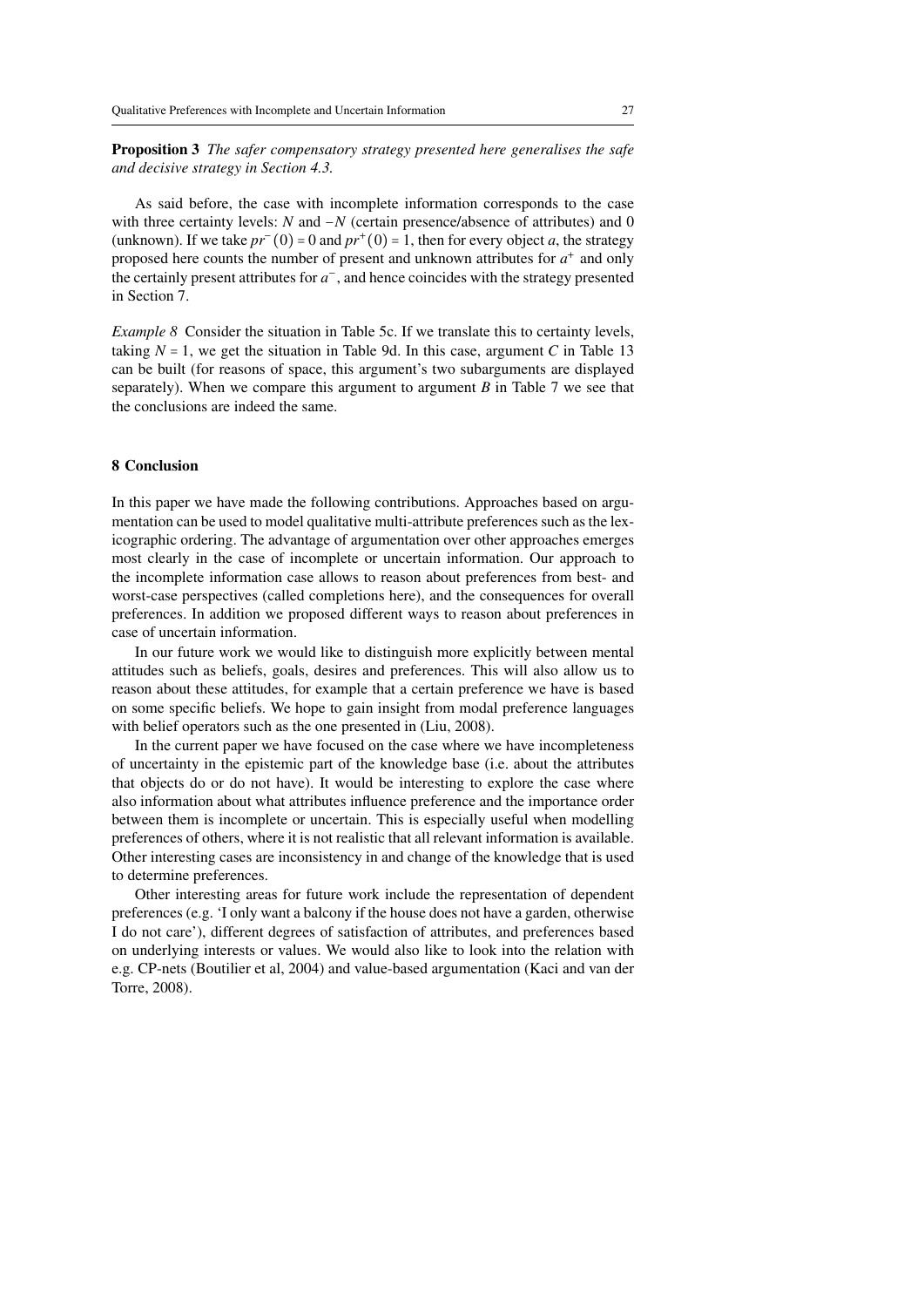**Proposition 3** *The safer compensatory strategy presented here generalises the safe and decisive strategy in Section 4.3.*

As said before, the case with incomplete information corresponds to the case with three certainty levels: $N$ and $-N$ (certain presence/absence of attributes) and 0 (unknown). If we take $pr^{-}(0) = 0$ and $pr^{+}(0) = 1$, then for every object $a$, the strategy proposed here counts the number of present and unknown attributes for $a^{+}$ and only the certainly present attributes for $a^{-}$, and hence coincides with the strategy presented in Section 7.

*Example 8* Consider the situation in Table 5c. If we translate this to certainty levels, taking $N = 1$, we get the situation in Table 9d. In this case, argument $C$ in Table 13 can be built (for reasons of space, this argument's two subarguments are displayed separately). When we compare this argument to argument $B$ in Table 7 we see that the conclusions are indeed the same.

## 8 Conclusion

In this paper we have made the following contributions. Approaches based on argumentation can be used to model qualitative multi-attribute preferences such as the lexicographic ordering. The advantage of argumentation over other approaches emerges most clearly in the case of incomplete or uncertain information. Our approach to the incomplete information case allows to reason about preferences from best- and worst-case perspectives (called completions here), and the consequences for overall preferences. In addition we proposed different ways to reason about preferences in case of uncertain information.

In our future work we would like to distinguish more explicitly between mental attitudes such as beliefs, goals, desires and preferences. This will also allow us to reason about these attitudes, for example that a certain preference we have is based on some specific beliefs. We hope to gain insight from modal preference languages with belief operators such as the one presented in (Liu, 2008).

In the current paper we have focused on the case where we have incompleteness of uncertainty in the epistemic part of the knowledge base (i.e. about the attributes that objects do or do not have). It would be interesting to explore the case where also information about what attributes influence preference and the importance order between them is incomplete or uncertain. This is especially useful when modelling preferences of others, where it is not realistic that all relevant information is available. Other interesting cases are inconsistency in and change of the knowledge that is used to determine preferences.

Other interesting areas for future work include the representation of dependent preferences (e.g. 'I only want a balcony if the house does not have a garden, otherwise I do not care'), different degrees of satisfaction of attributes, and preferences based on underlying interests or values. We would also like to look into the relation with e.g. CP-nets (Boutilier et al, 2004) and value-based argumentation (Kaci and van der Torre, 2008).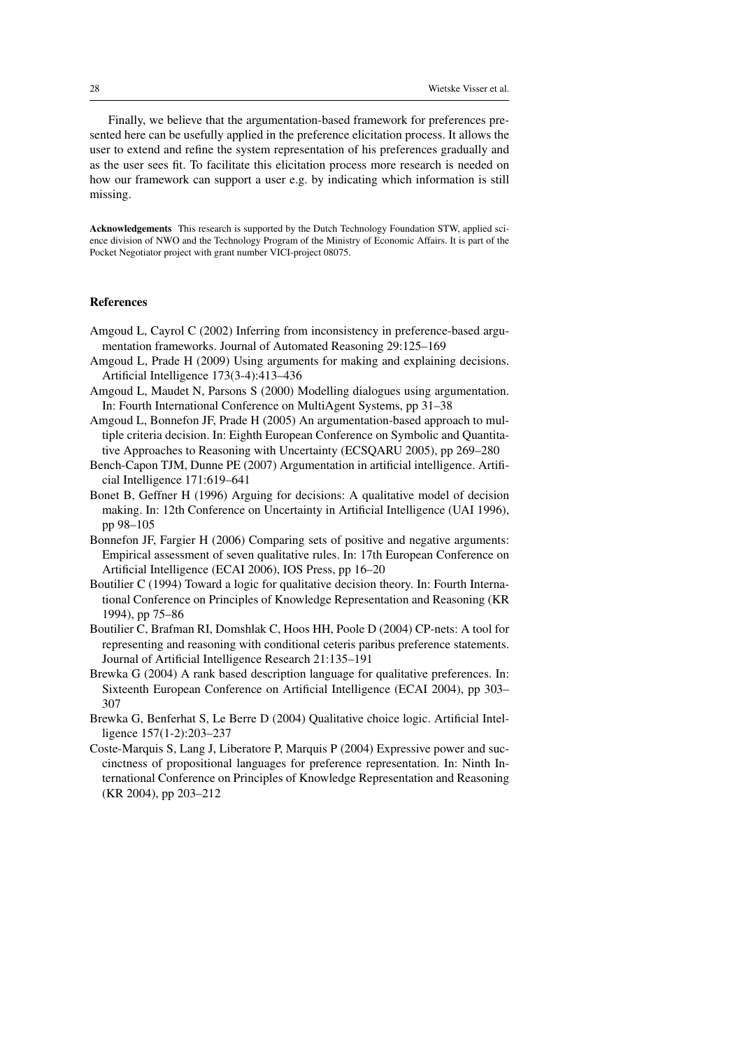Finally, we believe that the argumentation-based framework for preferences presented here can be usefully applied in the preference elicitation process. It allows the user to extend and refine the system representation of his preferences gradually and as the user sees fit. To facilitate this elicitation process more research is needed on how our framework can support a user e.g. by indicating which information is still missing.

**Acknowledgements** This research is supported by the Dutch Technology Foundation STW, applied science division of NWO and the Technology Program of the Ministry of Economic Affairs. It is part of the Pocket Negotiator project with grant number VICI-project 08075.

## References

Amgoud L, Cayrol C (2002) Inferring from inconsistency in preference-based argumentation frameworks. Journal of Automated Reasoning 29:125–169

Amgoud L, Prade H (2009) Using arguments for making and explaining decisions. Artificial Intelligence 173(3-4):413–436

Amgoud L, Maudet N, Parsons S (2000) Modelling dialogues using argumentation. In: Fourth International Conference on MultiAgent Systems, pp 31–38

Amgoud L, Bonnefon JF, Prade H (2005) An argumentation-based approach to multiple criteria decision. In: Eighth European Conference on Symbolic and Quantitative Approaches to Reasoning with Uncertainty (ECSQARU 2005), pp 269–280

Bench-Capon TJM, Dunne PE (2007) Argumentation in artificial intelligence. Artificial Intelligence 171:619–641

Bonet B, Geffner H (1996) Arguing for decisions: A qualitative model of decision making. In: 12th Conference on Uncertainty in Artificial Intelligence (UAI 1996), pp 98–105

Bonnefon JF, Fargier H (2006) Comparing sets of positive and negative arguments: Empirical assessment of seven qualitative rules. In: 17th European Conference on Artificial Intelligence (ECAI 2006), IOS Press, pp 16–20

Boutilier C (1994) Toward a logic for qualitative decision theory. In: Fourth International Conference on Principles of Knowledge Representation and Reasoning (KR 1994), pp 75–86

Boutilier C, Brafman RI, Domshlak C, Hoos HH, Poole D (2004) CP-nets: A tool for representing and reasoning with conditional ceteris paribus preference statements. Journal of Artificial Intelligence Research 21:135–191

Brewka G (2004) A rank based description language for qualitative preferences. In: Sixteenth European Conference on Artificial Intelligence (ECAI 2004), pp 303–307

Brewka G, Benferhat S, Le Berre D (2004) Qualitative choice logic. Artificial Intelligence 157(1-2):203–237

Coste-Marquis S, Lang J, Liberatore P, Marquis P (2004) Expressive power and succinctness of propositional languages for preference representation. In: Ninth International Conference on Principles of Knowledge Representation and Reasoning (KR 2004), pp 203–212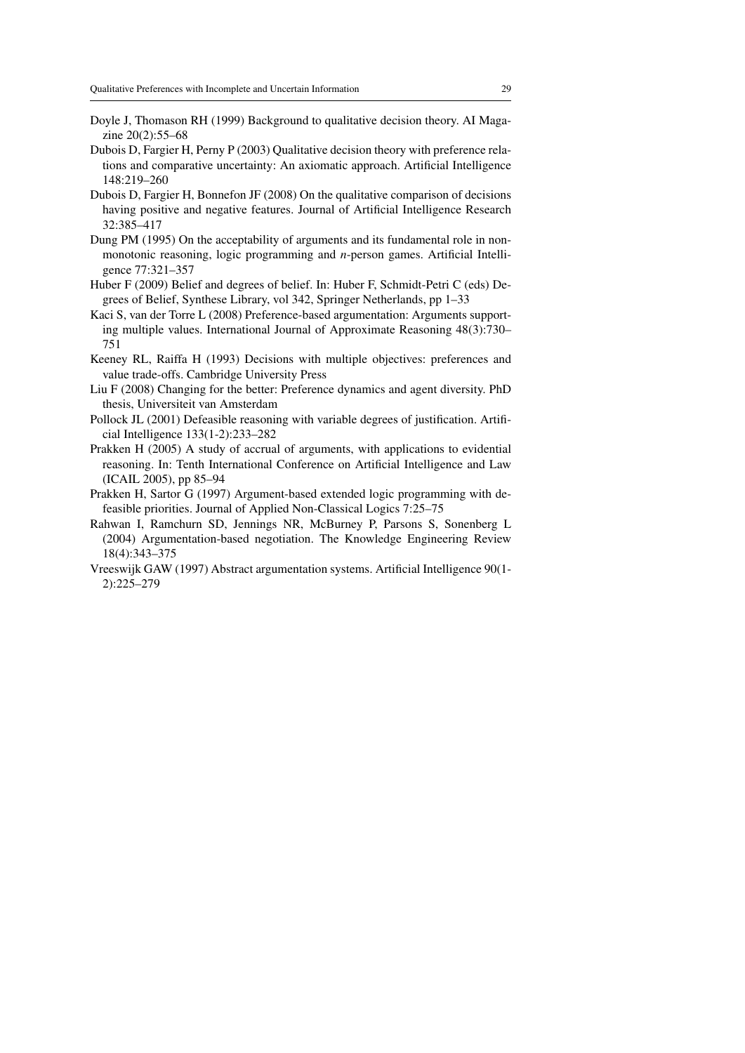Doyle J, Thomason RH (1999) Background to qualitative decision theory. AI Magazine 20(2):55–68

Dubois D, Fargier H, Perny P (2003) Qualitative decision theory with preference relations and comparative uncertainty: An axiomatic approach. Artificial Intelligence 148:219–260

Dubois D, Fargier H, Bonnefon JF (2008) On the qualitative comparison of decisions having positive and negative features. Journal of Artificial Intelligence Research 32:385–417

Dung PM (1995) On the acceptability of arguments and its fundamental role in nonmonotonic reasoning, logic programming and *n*-person games. Artificial Intelligence 77:321–357

Huber F (2009) Belief and degrees of belief. In: Huber F, Schmidt-Petri C (eds) Degrees of Belief, Synthese Library, vol 342, Springer Netherlands, pp 1–33

Kaci S, van der Torre L (2008) Preference-based argumentation: Arguments supporting multiple values. International Journal of Approximate Reasoning 48(3):730–751

Keeney RL, Raiffa H (1993) Decisions with multiple objectives: preferences and value trade-offs. Cambridge University Press

Liu F (2008) Changing for the better: Preference dynamics and agent diversity. PhD thesis, Universiteit van Amsterdam

Pollock JL (2001) Defeasible reasoning with variable degrees of justification. Artificial Intelligence 133(1-2):233–282

Prakken H (2005) A study of accrual of arguments, with applications to evidential reasoning. In: Tenth International Conference on Artificial Intelligence and Law (ICAIL 2005), pp 85–94

Prakken H, Sartor G (1997) Argument-based extended logic programming with defeasible priorities. Journal of Applied Non-Classical Logics 7:25–75

Rahwan I, Ramchurn SD, Jennings NR, McBurney P, Parsons S, Sonenberg L (2004) Argumentation-based negotiation. The Knowledge Engineering Review 18(4):343–375

Vreeswijk GAW (1997) Abstract argumentation systems. Artificial Intelligence 90(1-2):225–279